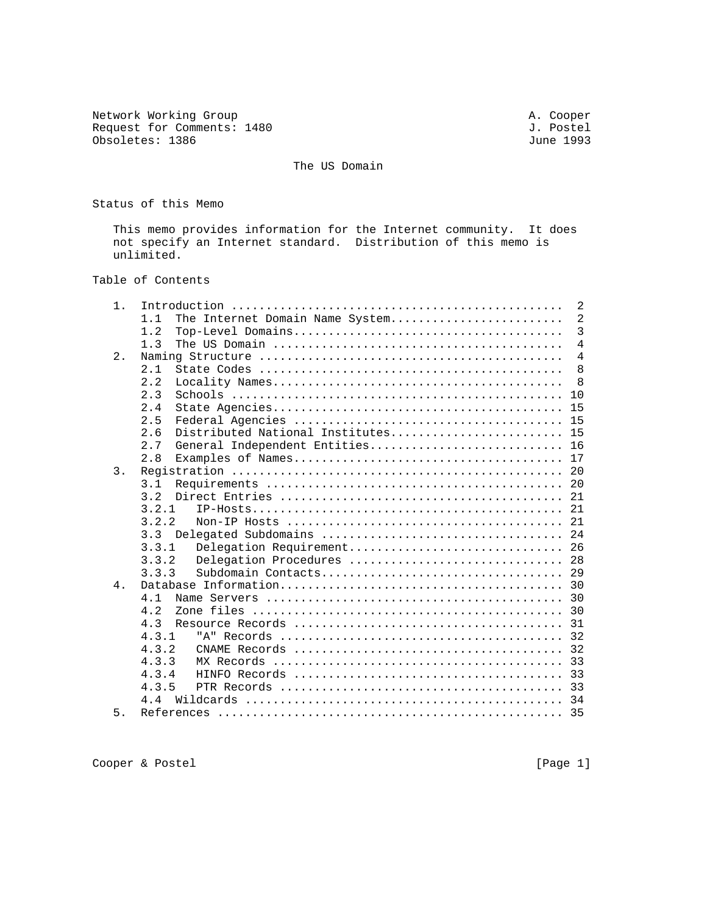Network Working Group                                          A. Cooper
Request for Comments: 1480                                     J. Postel
Obsoletes: 1386                                                June 1993

# The US Domain

## Status of this Memo

This memo provides information for the Internet community. It does not specify an Internet standard. Distribution of this memo is unlimited.

## Table of Contents

```
1.  Introduction ...............................................  2
    1.1  The Internet Domain Name System.........................  2
    1.2  Top-Level Domains.......................................  3
    1.3  The US Domain ..........................................  4
2.  Naming Structure ...........................................  4
    2.1  State Codes ............................................  8
    2.2  Locality Names..........................................  8
    2.3  Schools ................................................ 10
    2.4  State Agencies.......................................... 15
    2.5  Federal Agencies ....................................... 15
    2.6  Distributed National Institutes......................... 15
    2.7  General Independent Entities............................ 16
    2.8  Examples of Names....................................... 17
3.  Registration ............................................... 20
    3.1  Requirements ........................................... 20
    3.2  Direct Entries ......................................... 21
    3.2.1   IP-Hosts............................................. 21
    3.2.2   Non-IP Hosts ........................................ 21
    3.3  Delegated Subdomains ................................... 24
    3.3.1   Delegation Requirement............................... 26
    3.3.2   Delegation Procedures ............................... 28
    3.3.3   Subdomain Contacts................................... 29
4.  Database Information........................................ 30
    4.1  Name Servers ........................................... 30
    4.2  Zone files ............................................. 30
    4.3  Resource Records ....................................... 31
    4.3.1   "A" Records ......................................... 32
    4.3.2   CNAME Records ....................................... 32
    4.3.3   MX Records .......................................... 33
    4.3.4   HINFO Records ....................................... 33
    4.3.5   PTR Records ......................................... 33
    4.4  Wildcards .............................................. 34
5.  References ................................................. 35
```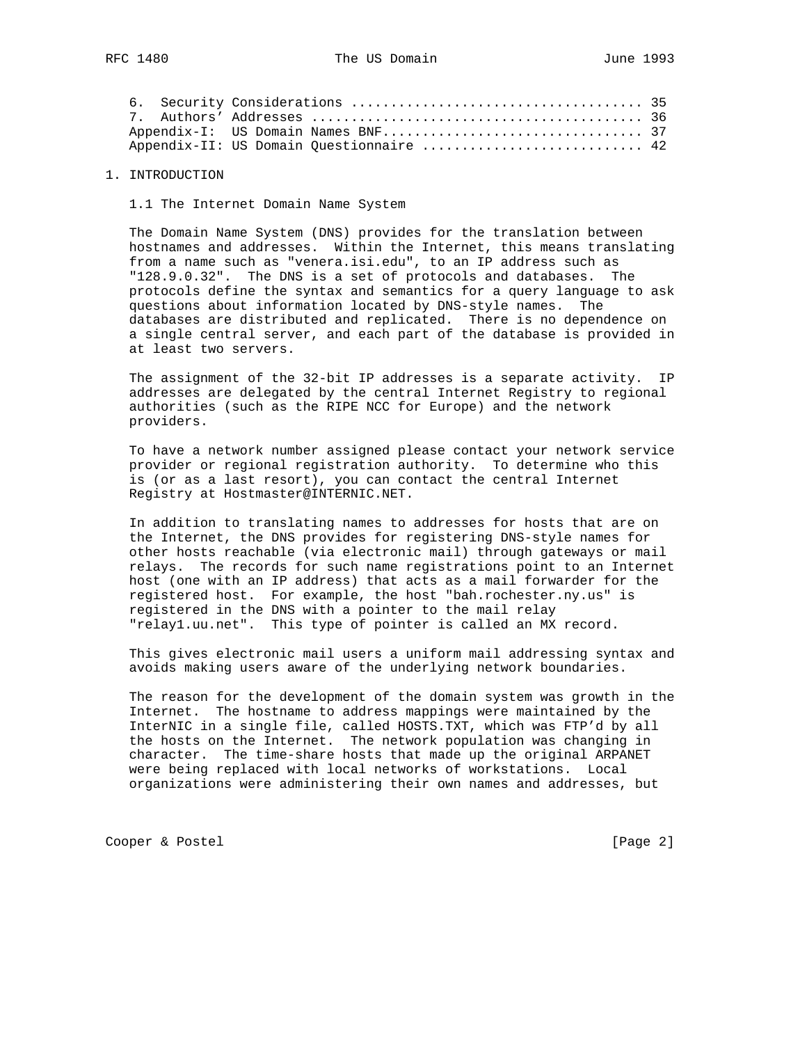6. Security Considerations ..................................... 35
7. Authors' Addresses ........................................ 36
Appendix-I: US Domain Names BNF................................ 37
Appendix-II: US Domain Questionnaire ........................... 42

# 1. INTRODUCTION

## 1.1 The Internet Domain Name System

The Domain Name System (DNS) provides for the translation between hostnames and addresses. Within the Internet, this means translating from a name such as "venera.isi.edu", to an IP address such as "128.9.0.32". The DNS is a set of protocols and databases. The protocols define the syntax and semantics for a query language to ask questions about information located by DNS-style names. The databases are distributed and replicated. There is no dependence on a single central server, and each part of the database is provided in at least two servers.

The assignment of the 32-bit IP addresses is a separate activity. IP addresses are delegated by the central Internet Registry to regional authorities (such as the RIPE NCC for Europe) and the network providers.

To have a network number assigned please contact your network service provider or regional registration authority. To determine who this is (or as a last resort), you can contact the central Internet Registry at Hostmaster@INTERNIC.NET.

In addition to translating names to addresses for hosts that are on the Internet, the DNS provides for registering DNS-style names for other hosts reachable (via electronic mail) through gateways or mail relays. The records for such name registrations point to an Internet host (one with an IP address) that acts as a mail forwarder for the registered host. For example, the host "bah.rochester.ny.us" is registered in the DNS with a pointer to the mail relay "relay1.uu.net". This type of pointer is called an MX record.

This gives electronic mail users a uniform mail addressing syntax and avoids making users aware of the underlying network boundaries.

The reason for the development of the domain system was growth in the Internet. The hostname to address mappings were maintained by the InterNIC in a single file, called HOSTS.TXT, which was FTP'd by all the hosts on the Internet. The network population was changing in character. The time-share hosts that made up the original ARPANET were being replaced with local networks of workstations. Local organizations were administering their own names and addresses, but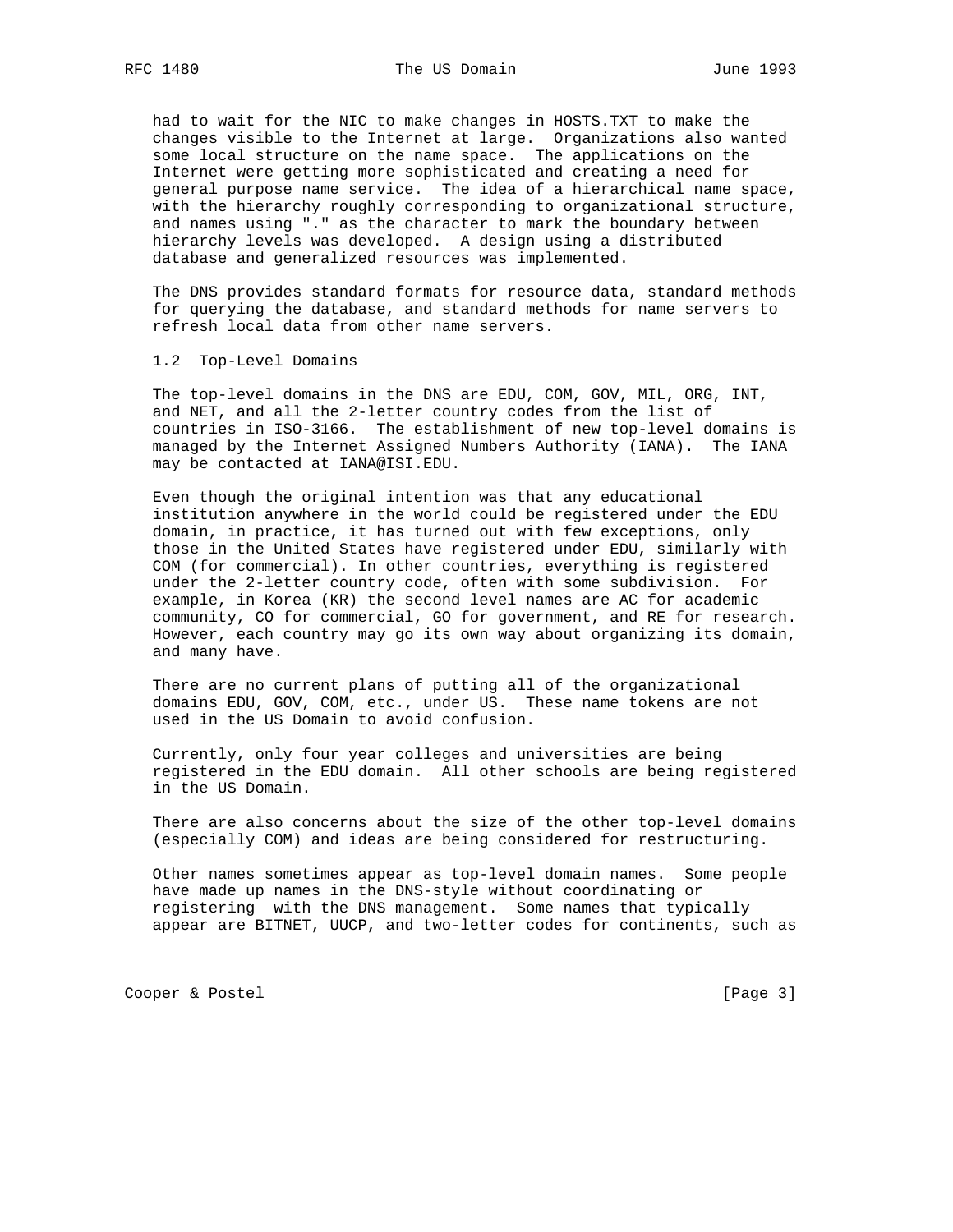had to wait for the NIC to make changes in HOSTS.TXT to make the changes visible to the Internet at large. Organizations also wanted some local structure on the name space. The applications on the Internet were getting more sophisticated and creating a need for general purpose name service. The idea of a hierarchical name space, with the hierarchy roughly corresponding to organizational structure, and names using "." as the character to mark the boundary between hierarchy levels was developed. A design using a distributed database and generalized resources was implemented.

The DNS provides standard formats for resource data, standard methods for querying the database, and standard methods for name servers to refresh local data from other name servers.

### 1.2 Top-Level Domains

The top-level domains in the DNS are EDU, COM, GOV, MIL, ORG, INT, and NET, and all the 2-letter country codes from the list of countries in ISO-3166. The establishment of new top-level domains is managed by the Internet Assigned Numbers Authority (IANA). The IANA may be contacted at IANA@ISI.EDU.

Even though the original intention was that any educational institution anywhere in the world could be registered under the EDU domain, in practice, it has turned out with few exceptions, only those in the United States have registered under EDU, similarly with COM (for commercial). In other countries, everything is registered under the 2-letter country code, often with some subdivision. For example, in Korea (KR) the second level names are AC for academic community, CO for commercial, GO for government, and RE for research. However, each country may go its own way about organizing its domain, and many have.

There are no current plans of putting all of the organizational domains EDU, GOV, COM, etc., under US. These name tokens are not used in the US Domain to avoid confusion.

Currently, only four year colleges and universities are being registered in the EDU domain. All other schools are being registered in the US Domain.

There are also concerns about the size of the other top-level domains (especially COM) and ideas are being considered for restructuring.

Other names sometimes appear as top-level domain names. Some people have made up names in the DNS-style without coordinating or registering with the DNS management. Some names that typically appear are BITNET, UUCP, and two-letter codes for continents, such as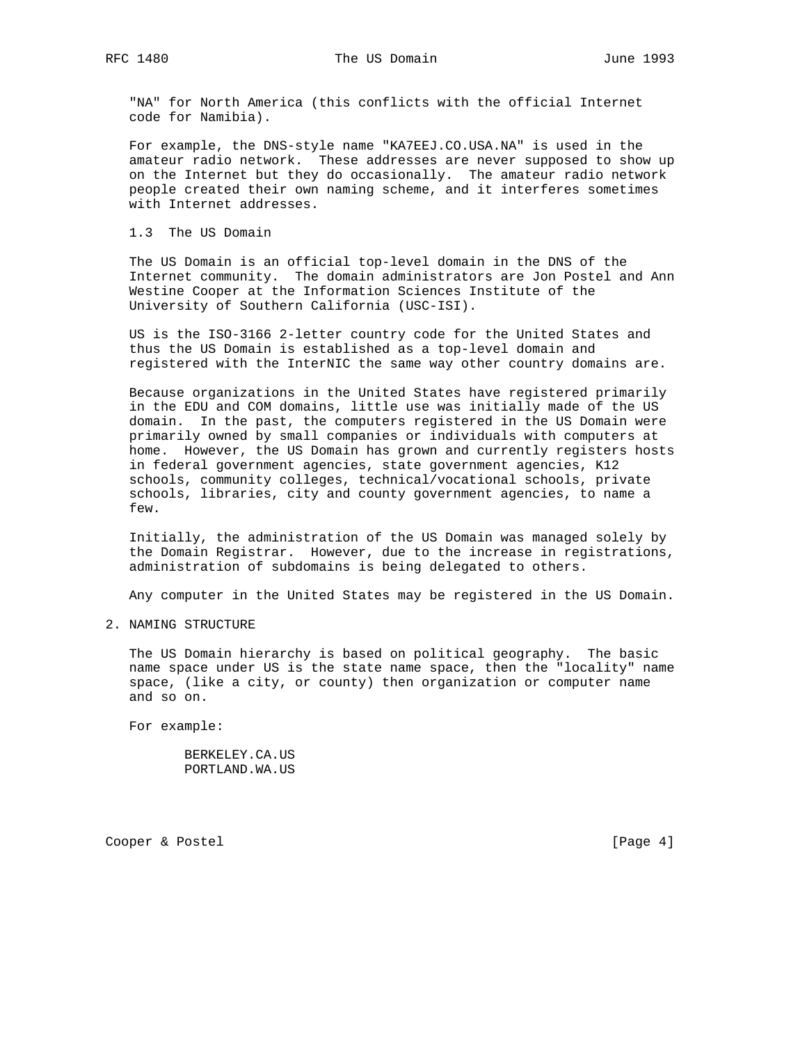"NA" for North America (this conflicts with the official Internet code for Namibia).

For example, the DNS-style name "KA7EEJ.CO.USA.NA" is used in the amateur radio network. These addresses are never supposed to show up on the Internet but they do occasionally. The amateur radio network people created their own naming scheme, and it interferes sometimes with Internet addresses.

### 1.3 The US Domain

The US Domain is an official top-level domain in the DNS of the Internet community. The domain administrators are Jon Postel and Ann Westine Cooper at the Information Sciences Institute of the University of Southern California (USC-ISI).

US is the ISO-3166 2-letter country code for the United States and thus the US Domain is established as a top-level domain and registered with the InterNIC the same way other country domains are.

Because organizations in the United States have registered primarily in the EDU and COM domains, little use was initially made of the US domain. In the past, the computers registered in the US Domain were primarily owned by small companies or individuals with computers at home. However, the US Domain has grown and currently registers hosts in federal government agencies, state government agencies, K12 schools, community colleges, technical/vocational schools, private schools, libraries, city and county government agencies, to name a few.

Initially, the administration of the US Domain was managed solely by the Domain Registrar. However, due to the increase in registrations, administration of subdomains is being delegated to others.

Any computer in the United States may be registered in the US Domain.

## 2. NAMING STRUCTURE

The US Domain hierarchy is based on political geography. The basic name space under US is the state name space, then the "locality" name space, (like a city, or county) then organization or computer name and so on.

For example:

```
BERKELEY.CA.US
PORTLAND.WA.US
```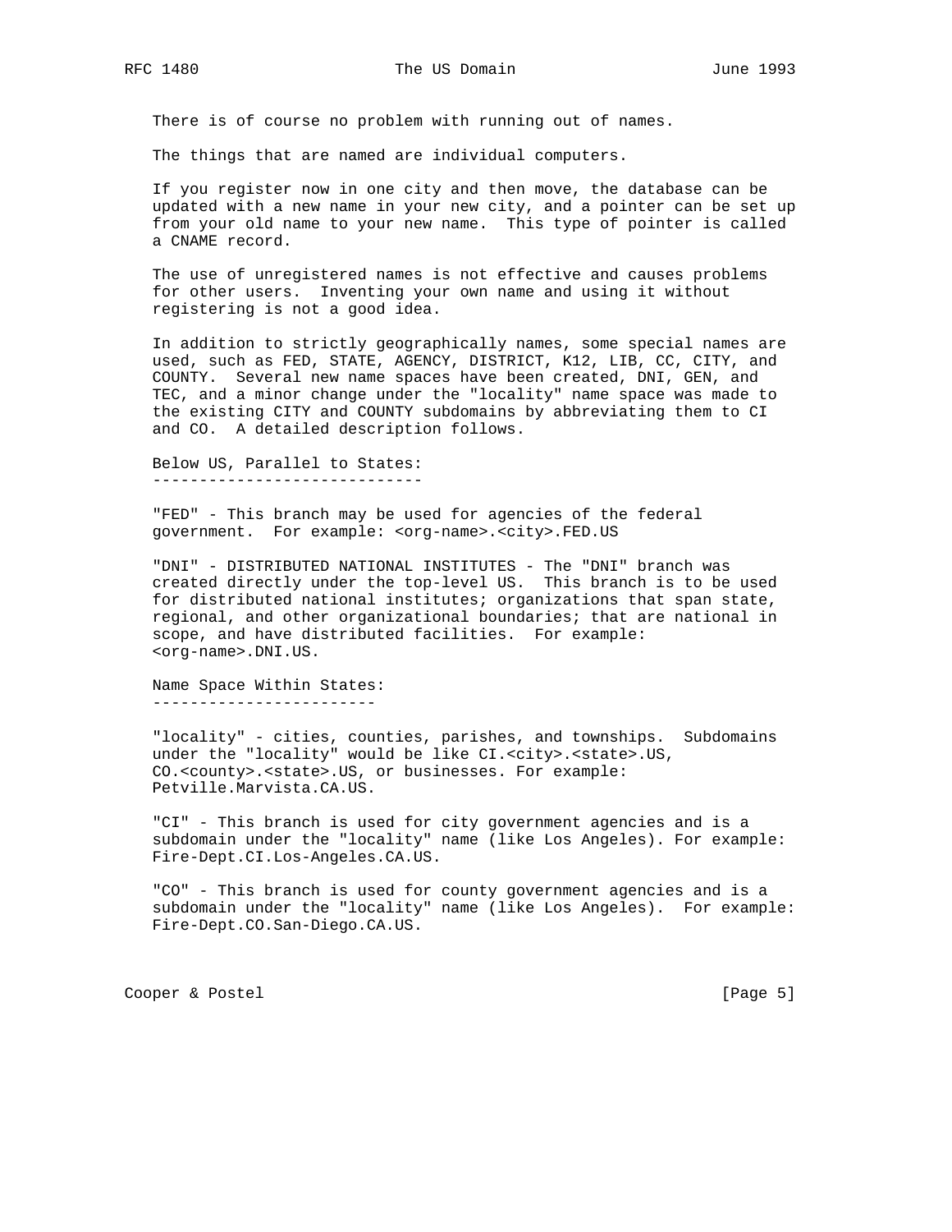There is of course no problem with running out of names.

The things that are named are individual computers.

If you register now in one city and then move, the database can be updated with a new name in your new city, and a pointer can be set up from your old name to your new name. This type of pointer is called a CNAME record.

The use of unregistered names is not effective and causes problems for other users. Inventing your own name and using it without registering is not a good idea.

In addition to strictly geographically names, some special names are used, such as FED, STATE, AGENCY, DISTRICT, K12, LIB, CC, CITY, and COUNTY. Several new name spaces have been created, DNI, GEN, and TEC, and a minor change under the "locality" name space was made to the existing CITY and COUNTY subdomains by abbreviating them to CI and CO. A detailed description follows.

## Below US, Parallel to States:

"FED" - This branch may be used for agencies of the federal government. For example: <org-name>.<city>.FED.US

"DNI" - DISTRIBUTED NATIONAL INSTITUTES - The "DNI" branch was created directly under the top-level US. This branch is to be used for distributed national institutes; organizations that span state, regional, and other organizational boundaries; that are national in scope, and have distributed facilities. For example: <org-name>.DNI.US.

## Name Space Within States:

"locality" - cities, counties, parishes, and townships. Subdomains under the "locality" would be like CI.<city>.<state>.US, CO.<county>.<state>.US, or businesses. For example: Petville.Marvista.CA.US.

"CI" - This branch is used for city government agencies and is a subdomain under the "locality" name (like Los Angeles). For example: Fire-Dept.CI.Los-Angeles.CA.US.

"CO" - This branch is used for county government agencies and is a subdomain under the "locality" name (like Los Angeles). For example: Fire-Dept.CO.San-Diego.CA.US.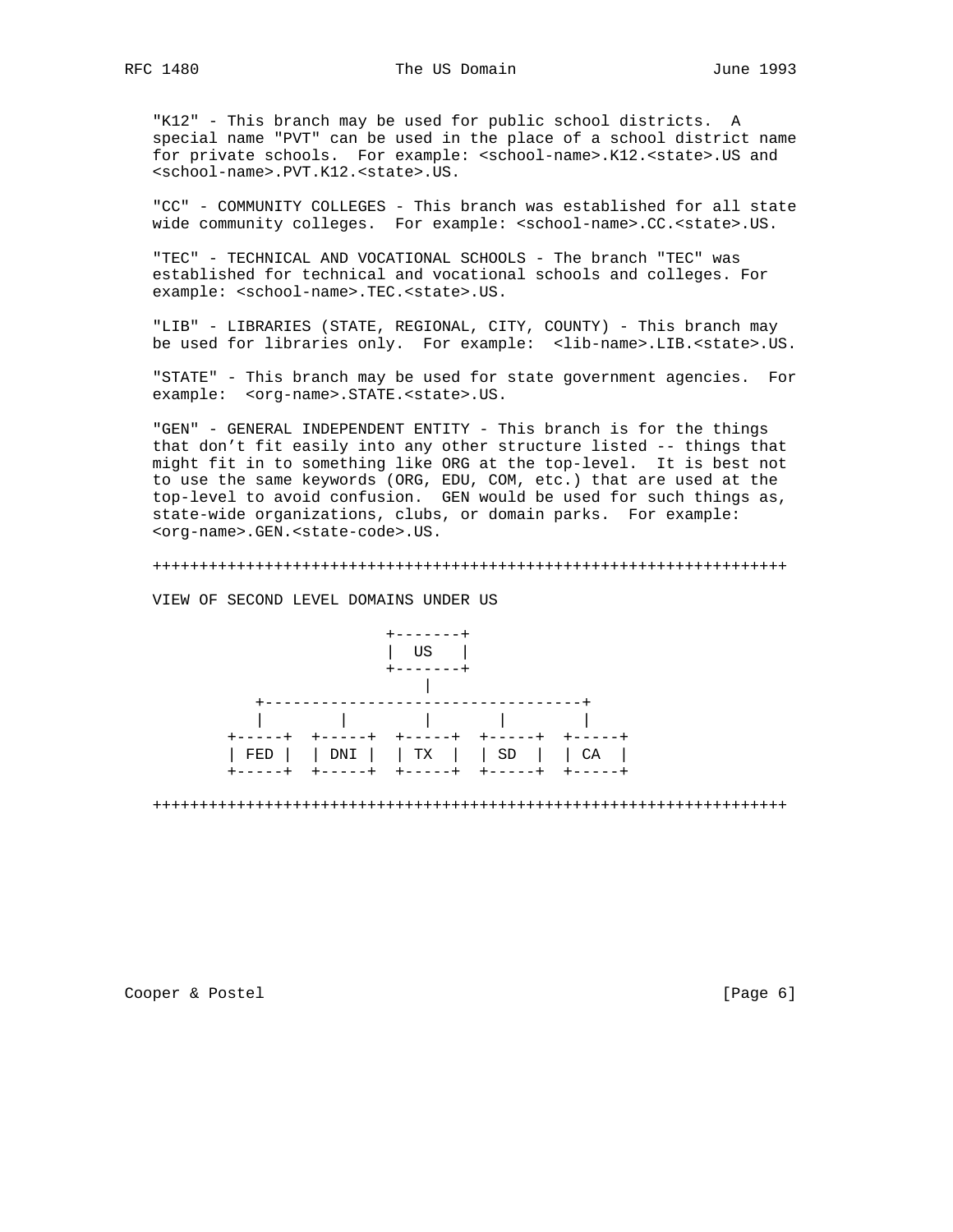"K12" - This branch may be used for public school districts. A special name "PVT" can be used in the place of a school district name for private schools. For example: <school-name>.K12.<state>.US and <school-name>.PVT.K12.<state>.US.

"CC" - COMMUNITY COLLEGES - This branch was established for all state wide community colleges. For example: <school-name>.CC.<state>.US.

"TEC" - TECHNICAL AND VOCATIONAL SCHOOLS - The branch "TEC" was established for technical and vocational schools and colleges. For example: <school-name>.TEC.<state>.US.

"LIB" - LIBRARIES (STATE, REGIONAL, CITY, COUNTY) - This branch may be used for libraries only. For example: <lib-name>.LIB.<state>.US.

"STATE" - This branch may be used for state government agencies. For example: <org-name>.STATE.<state>.US.

"GEN" - GENERAL INDEPENDENT ENTITY - This branch is for the things that don't fit easily into any other structure listed -- things that might fit in to something like ORG at the top-level. It is best not to use the same keywords (ORG, EDU, COM, etc.) that are used at the top-level to avoid confusion. GEN would be used for such things as, state-wide organizations, clubs, or domain parks. For example: <org-name>.GEN.<state-code>.US.

```
++++++++++++++++++++++++++++++++++++++++++++++++++++++++++++++++++++

VIEW OF SECOND LEVEL DOMAINS UNDER US

                         +-------+
                         |  US   |
                         +-------+
                             |
           +----------------------------------+
           |        |        |        |        |
        +-----+  +-----+  +-----+  +-----+  +-----+
        | FED |  | DNI |  | TX  |  | SD  |  | CA  |
        +-----+  +-----+  +-----+  +-----+  +-----+

++++++++++++++++++++++++++++++++++++++++++++++++++++++++++++++++++++
```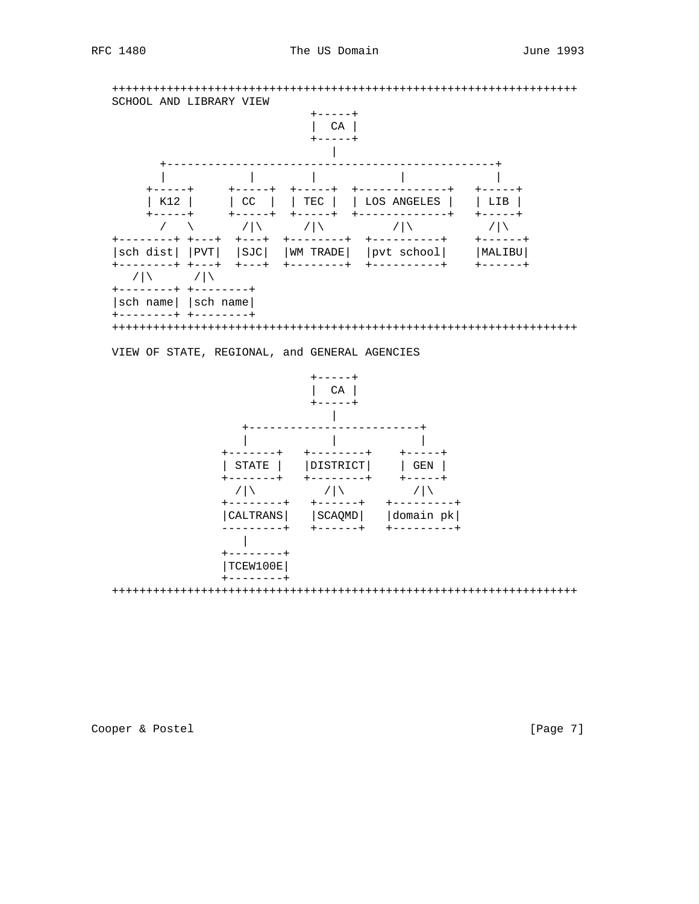```
   ++++++++++++++++++++++++++++++++++++++++++++++++++++++++++++++++++++
   SCHOOL AND LIBRARY VIEW
                                 +-----+
                                 |  CA |
                                 +-----+
                                    |
          +-----------------------------------------------+
          |            |        |             |             |
        +-----+     +-----+  +-----+  +-------------+   +-----+
        | K12 |     | CC  |  | TEC |  | LOS ANGELES |   | LIB |
        +-----+     +-----+  +-----+  +-------------+   +-----+
          /   \       /|\      /|\          /|\           /|\
   +--------+ +---+  +---+  +--------+  +----------+    +------+
   |sch dist| |PVT|  |SJC|  |WM TRADE|  |pvt school|    |MALIBU|
   +--------+ +---+  +---+  +--------+  +----------+    +------+
      /|\      /|\
   +--------+ +--------+
   |sch name| |sch name|
   +--------+ +--------+
   ++++++++++++++++++++++++++++++++++++++++++++++++++++++++++++++++++++

   VIEW OF STATE, REGIONAL, and GENERAL AGENCIES

                                 +-----+
                                 |  CA |
                                 +-----+
                                    |
                    +-------------------------+
                    |            |            |
                 +-------+   +--------+    +-----+
                 | STATE |   |DISTRICT|    | GEN |
                 +-------+   +--------+    +-----+
                   /|\          /|\          /|\
                 +--------+   +------+   +---------+
                 |CALTRANS|   |SCAQMD|   |domain pk|
                 ---------+   +------+   +---------+
                    |
                 +--------+
                 |TCEW100E|
                 +--------+
   ++++++++++++++++++++++++++++++++++++++++++++++++++++++++++++++++++++
```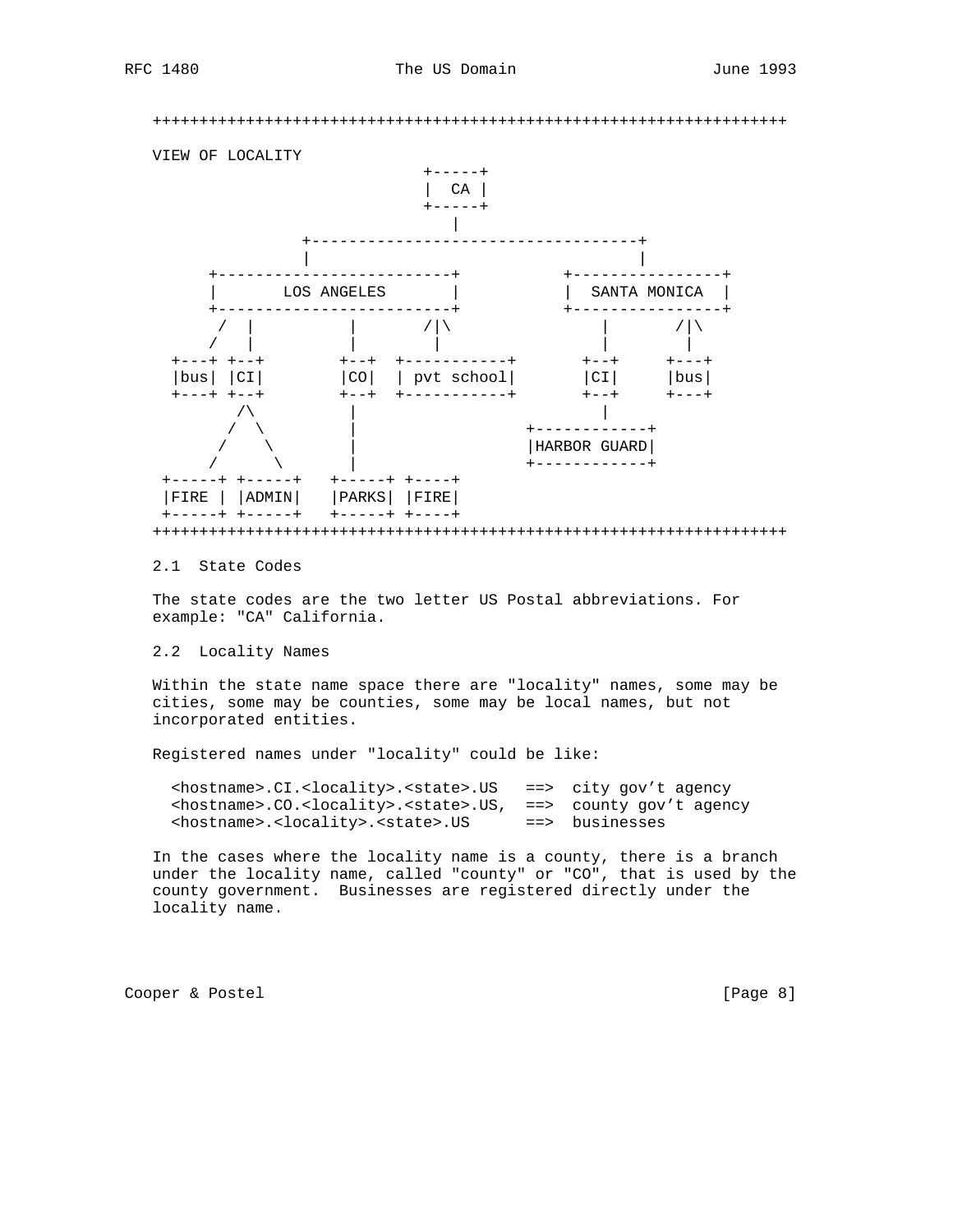```
++++++++++++++++++++++++++++++++++++++++++++++++++++++++++++++++++++

VIEW OF LOCALITY
                          +-----+
                          |  CA |
                          +-----+
                             |
             +-----------------------------------+
             |                                   |
  +-------------------------+           +----------------+
  |       LOS ANGELES       |           |  SANTA MONICA  |
  +-------------------------+           +----------------+
     /  |          |       /|\              |        /|\
    /   |          |        |               |         |
 +---+ +--+       +--+  +-----------+      +--+     +---+
 |bus| |CI|       |CO|  | pvt school|      |CI|     |bus|
 +---+ +--+       +--+  +-----------+      +--+     +---+
        /\         |                        |
       /  \        |                 +------------+
      /    \       |                 |HARBOR GUARD|
     /      \      |                 +------------+
+-----+ +-----+  +-----+ +----+
|FIRE | |ADMIN|  |PARKS| |FIRE|
+-----+ +-----+  +-----+ +----+
++++++++++++++++++++++++++++++++++++++++++++++++++++++++++++++++++++
```

2.1  State Codes

The state codes are the two letter US Postal abbreviations. For example: "CA" California.

2.2  Locality Names

Within the state name space there are "locality" names, some may be cities, some may be counties, some may be local names, but not incorporated entities.

Registered names under "locality" could be like:

```
<hostname>.CI.<locality>.<state>.US   ==>  city gov't agency
<hostname>.CO.<locality>.<state>.US,  ==>  county gov't agency
<hostname>.<locality>.<state>.US      ==>  businesses
```

In the cases where the locality name is a county, there is a branch under the locality name, called "county" or "CO", that is used by the county government.  Businesses are registered directly under the locality name.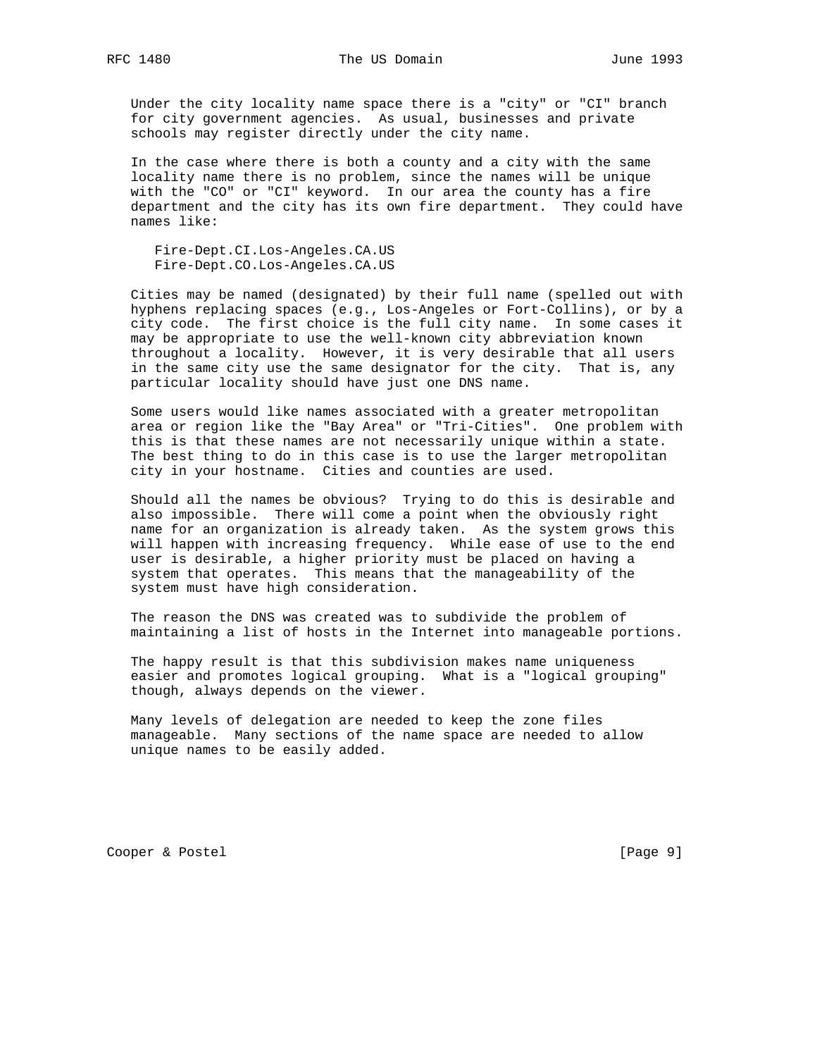Under the city locality name space there is a "city" or "CI" branch for city government agencies. As usual, businesses and private schools may register directly under the city name.

In the case where there is both a county and a city with the same locality name there is no problem, since the names will be unique with the "CO" or "CI" keyword. In our area the county has a fire department and the city has its own fire department. They could have names like:

```
Fire-Dept.CI.Los-Angeles.CA.US
Fire-Dept.CO.Los-Angeles.CA.US
```

Cities may be named (designated) by their full name (spelled out with hyphens replacing spaces (e.g., Los-Angeles or Fort-Collins), or by a city code. The first choice is the full city name. In some cases it may be appropriate to use the well-known city abbreviation known throughout a locality. However, it is very desirable that all users in the same city use the same designator for the city. That is, any particular locality should have just one DNS name.

Some users would like names associated with a greater metropolitan area or region like the "Bay Area" or "Tri-Cities". One problem with this is that these names are not necessarily unique within a state. The best thing to do in this case is to use the larger metropolitan city in your hostname. Cities and counties are used.

Should all the names be obvious? Trying to do this is desirable and also impossible. There will come a point when the obviously right name for an organization is already taken. As the system grows this will happen with increasing frequency. While ease of use to the end user is desirable, a higher priority must be placed on having a system that operates. This means that the manageability of the system must have high consideration.

The reason the DNS was created was to subdivide the problem of maintaining a list of hosts in the Internet into manageable portions.

The happy result is that this subdivision makes name uniqueness easier and promotes logical grouping. What is a "logical grouping" though, always depends on the viewer.

Many levels of delegation are needed to keep the zone files manageable. Many sections of the name space are needed to allow unique names to be easily added.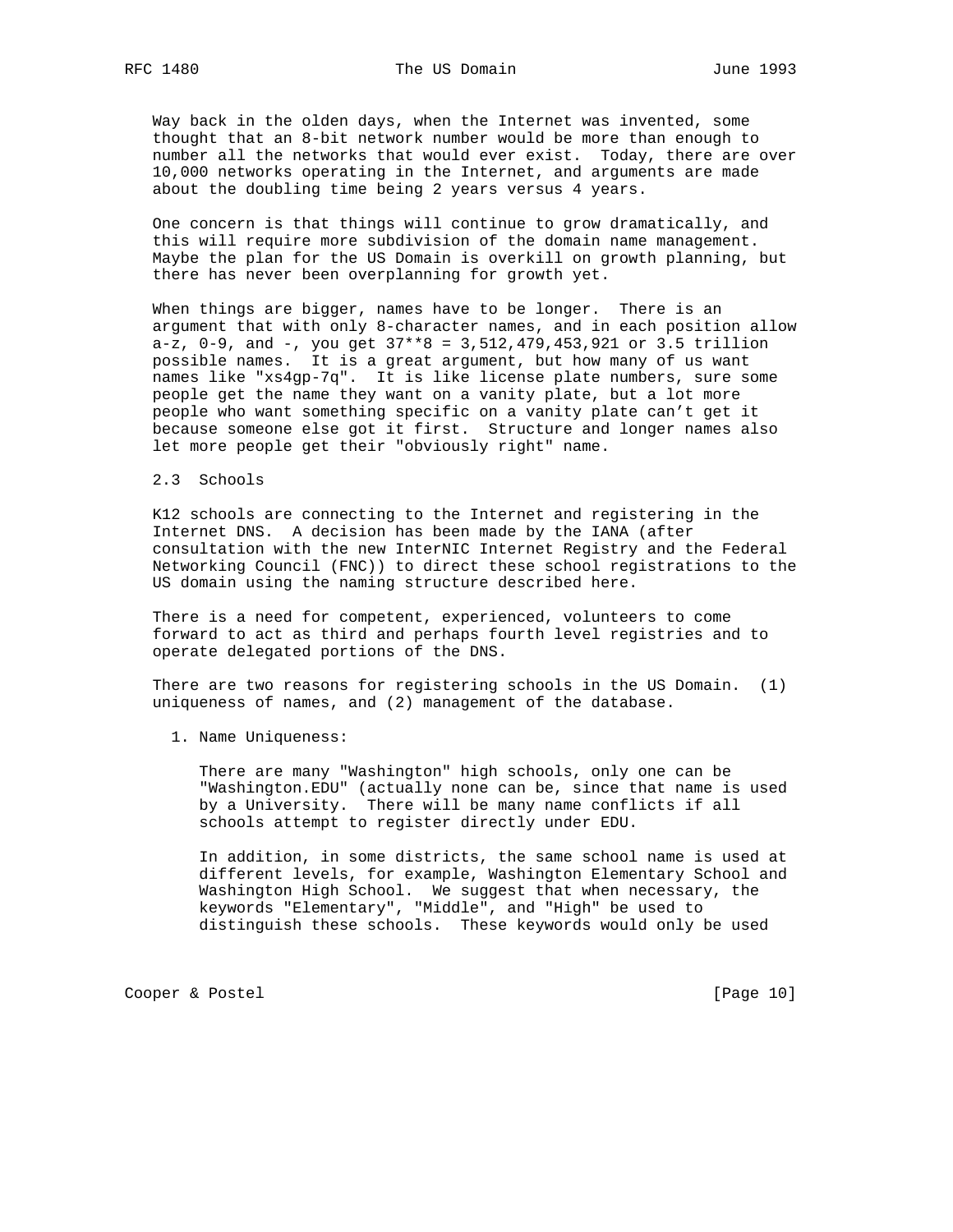Way back in the olden days, when the Internet was invented, some thought that an 8-bit network number would be more than enough to number all the networks that would ever exist. Today, there are over 10,000 networks operating in the Internet, and arguments are made about the doubling time being 2 years versus 4 years.

One concern is that things will continue to grow dramatically, and this will require more subdivision of the domain name management. Maybe the plan for the US Domain is overkill on growth planning, but there has never been overplanning for growth yet.

When things are bigger, names have to be longer. There is an argument that with only 8-character names, and in each position allow a-z, 0-9, and -, you get 37**8 = 3,512,479,453,921 or 3.5 trillion possible names. It is a great argument, but how many of us want names like "xs4gp-7q". It is like license plate numbers, sure some people get the name they want on a vanity plate, but a lot more people who want something specific on a vanity plate can't get it because someone else got it first. Structure and longer names also let more people get their "obviously right" name.

## 2.3 Schools

K12 schools are connecting to the Internet and registering in the Internet DNS. A decision has been made by the IANA (after consultation with the new InterNIC Internet Registry and the Federal Networking Council (FNC)) to direct these school registrations to the US domain using the naming structure described here.

There is a need for competent, experienced, volunteers to come forward to act as third and perhaps fourth level registries and to operate delegated portions of the DNS.

There are two reasons for registering schools in the US Domain. (1) uniqueness of names, and (2) management of the database.

1. Name Uniqueness:

   There are many "Washington" high schools, only one can be "Washington.EDU" (actually none can be, since that name is used by a University. There will be many name conflicts if all schools attempt to register directly under EDU.

   In addition, in some districts, the same school name is used at different levels, for example, Washington Elementary School and Washington High School. We suggest that when necessary, the keywords "Elementary", "Middle", and "High" be used to distinguish these schools. These keywords would only be used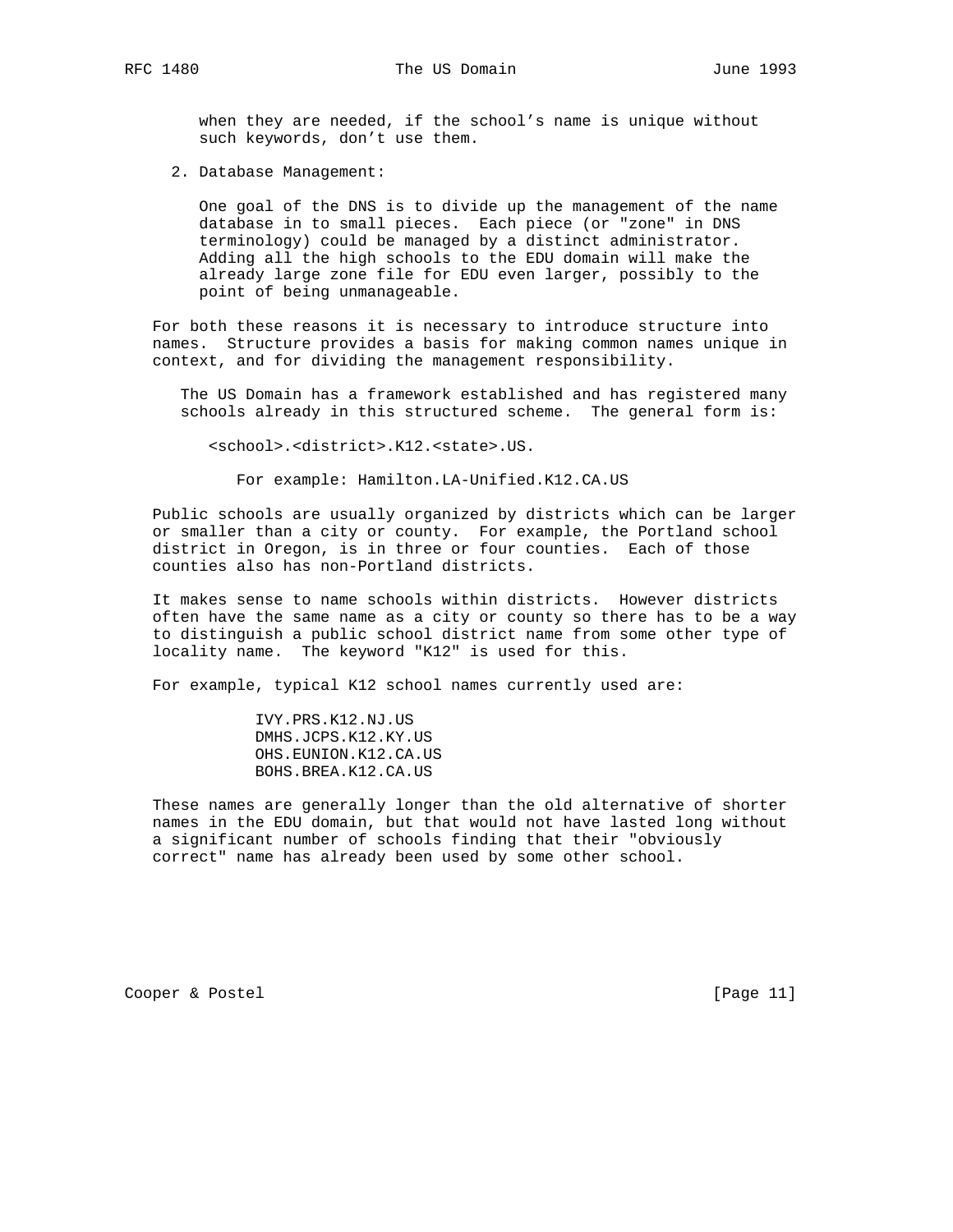when they are needed, if the school's name is unique without such keywords, don't use them.

2. Database Management:

   One goal of the DNS is to divide up the management of the name database in to small pieces. Each piece (or "zone" in DNS terminology) could be managed by a distinct administrator. Adding all the high schools to the EDU domain will make the already large zone file for EDU even larger, possibly to the point of being unmanageable.

For both these reasons it is necessary to introduce structure into names. Structure provides a basis for making common names unique in context, and for dividing the management responsibility.

The US Domain has a framework established and has registered many schools already in this structured scheme. The general form is:

```
<school>.<district>.K12.<state>.US.
```

For example: Hamilton.LA-Unified.K12.CA.US

Public schools are usually organized by districts which can be larger or smaller than a city or county. For example, the Portland school district in Oregon, is in three or four counties. Each of those counties also has non-Portland districts.

It makes sense to name schools within districts. However districts often have the same name as a city or county so there has to be a way to distinguish a public school district name from some other type of locality name. The keyword "K12" is used for this.

For example, typical K12 school names currently used are:

```
IVY.PRS.K12.NJ.US
DMHS.JCPS.K12.KY.US
OHS.EUNION.K12.CA.US
BOHS.BREA.K12.CA.US
```

These names are generally longer than the old alternative of shorter names in the EDU domain, but that would not have lasted long without a significant number of schools finding that their "obviously correct" name has already been used by some other school.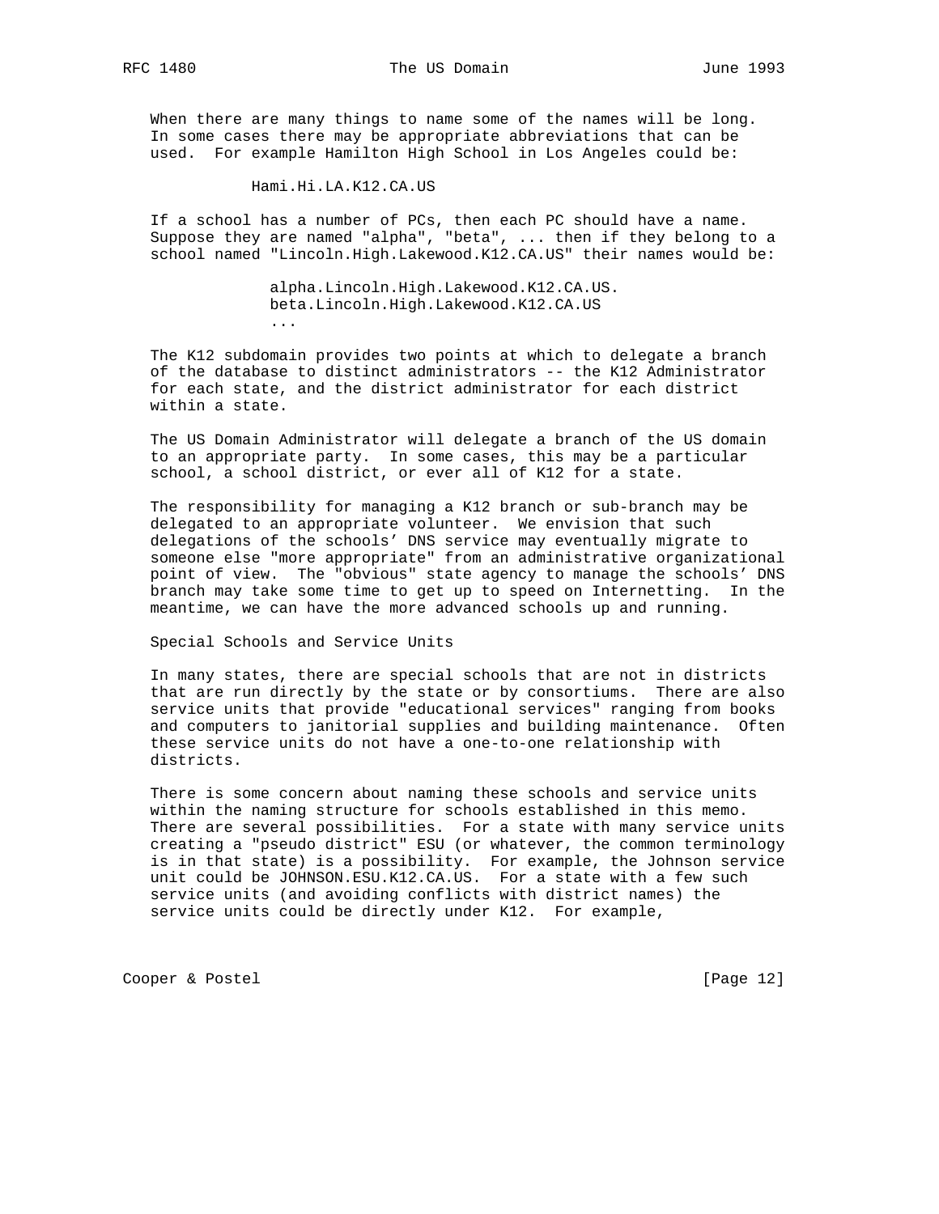When there are many things to name some of the names will be long. In some cases there may be appropriate abbreviations that can be used. For example Hamilton High School in Los Angeles could be:

```
Hami.Hi.LA.K12.CA.US
```

If a school has a number of PCs, then each PC should have a name. Suppose they are named "alpha", "beta", ... then if they belong to a school named "Lincoln.High.Lakewood.K12.CA.US" their names would be:

```
alpha.Lincoln.High.Lakewood.K12.CA.US.
beta.Lincoln.High.Lakewood.K12.CA.US
...
```

The K12 subdomain provides two points at which to delegate a branch of the database to distinct administrators -- the K12 Administrator for each state, and the district administrator for each district within a state.

The US Domain Administrator will delegate a branch of the US domain to an appropriate party. In some cases, this may be a particular school, a school district, or ever all of K12 for a state.

The responsibility for managing a K12 branch or sub-branch may be delegated to an appropriate volunteer. We envision that such delegations of the schools' DNS service may eventually migrate to someone else "more appropriate" from an administrative organizational point of view. The "obvious" state agency to manage the schools' DNS branch may take some time to get up to speed on Internetting. In the meantime, we can have the more advanced schools up and running.

Special Schools and Service Units

In many states, there are special schools that are not in districts that are run directly by the state or by consortiums. There are also service units that provide "educational services" ranging from books and computers to janitorial supplies and building maintenance. Often these service units do not have a one-to-one relationship with districts.

There is some concern about naming these schools and service units within the naming structure for schools established in this memo. There are several possibilities. For a state with many service units creating a "pseudo district" ESU (or whatever, the common terminology is in that state) is a possibility. For example, the Johnson service unit could be JOHNSON.ESU.K12.CA.US. For a state with a few such service units (and avoiding conflicts with district names) the service units could be directly under K12. For example,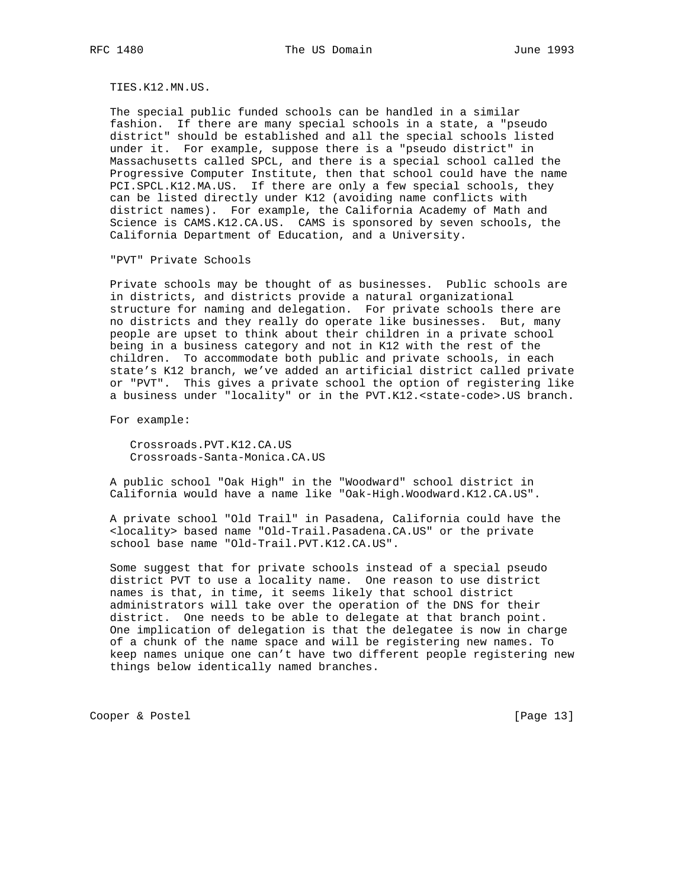TIES.K12.MN.US.

The special public funded schools can be handled in a similar fashion. If there are many special schools in a state, a "pseudo district" should be established and all the special schools listed under it. For example, suppose there is a "pseudo district" in Massachusetts called SPCL, and there is a special school called the Progressive Computer Institute, then that school could have the name PCI.SPCL.K12.MA.US. If there are only a few special schools, they can be listed directly under K12 (avoiding name conflicts with district names). For example, the California Academy of Math and Science is CAMS.K12.CA.US. CAMS is sponsored by seven schools, the California Department of Education, and a University.

"PVT" Private Schools

Private schools may be thought of as businesses. Public schools are in districts, and districts provide a natural organizational structure for naming and delegation. For private schools there are no districts and they really do operate like businesses. But, many people are upset to think about their children in a private school being in a business category and not in K12 with the rest of the children. To accommodate both public and private schools, in each state's K12 branch, we've added an artificial district called private or "PVT". This gives a private school the option of registering like a business under "locality" or in the PVT.K12.<state-code>.US branch.

For example:

```
Crossroads.PVT.K12.CA.US
Crossroads-Santa-Monica.CA.US
```

A public school "Oak High" in the "Woodward" school district in California would have a name like "Oak-High.Woodward.K12.CA.US".

A private school "Old Trail" in Pasadena, California could have the <locality> based name "Old-Trail.Pasadena.CA.US" or the private school base name "Old-Trail.PVT.K12.CA.US".

Some suggest that for private schools instead of a special pseudo district PVT to use a locality name. One reason to use district names is that, in time, it seems likely that school district administrators will take over the operation of the DNS for their district. One needs to be able to delegate at that branch point. One implication of delegation is that the delegatee is now in charge of a chunk of the name space and will be registering new names. To keep names unique one can't have two different people registering new things below identically named branches.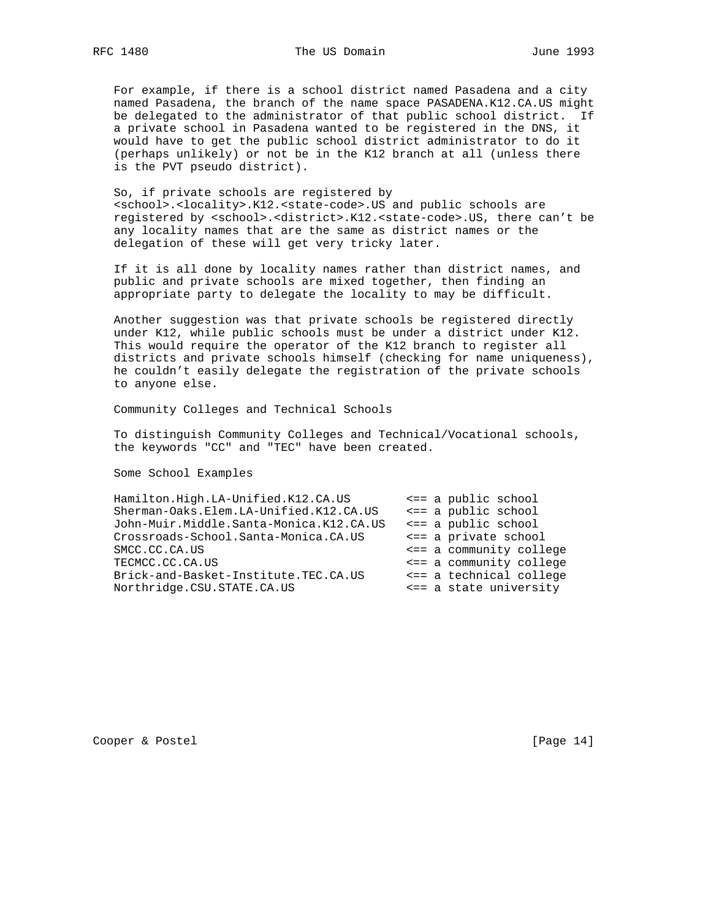For example, if there is a school district named Pasadena and a city named Pasadena, the branch of the name space PASADENA.K12.CA.US might be delegated to the administrator of that public school district. If a private school in Pasadena wanted to be registered in the DNS, it would have to get the public school district administrator to do it (perhaps unlikely) or not be in the K12 branch at all (unless there is the PVT pseudo district).

So, if private schools are registered by <school>.<locality>.K12.<state-code>.US and public schools are registered by <school>.<district>.K12.<state-code>.US, there can't be any locality names that are the same as district names or the delegation of these will get very tricky later.

If it is all done by locality names rather than district names, and public and private schools are mixed together, then finding an appropriate party to delegate the locality to may be difficult.

Another suggestion was that private schools be registered directly under K12, while public schools must be under a district under K12. This would require the operator of the K12 branch to register all districts and private schools himself (checking for name uniqueness), he couldn't easily delegate the registration of the private schools to anyone else.

### Community Colleges and Technical Schools

To distinguish Community Colleges and Technical/Vocational schools, the keywords "CC" and "TEC" have been created.

### Some School Examples

```
Hamilton.High.LA-Unified.K12.CA.US        <== a public school
Sherman-Oaks.Elem.LA-Unified.K12.CA.US    <== a public school
John-Muir.Middle.Santa-Monica.K12.CA.US   <== a public school
Crossroads-School.Santa-Monica.CA.US      <== a private school
SMCC.CC.CA.US                             <== a community college
TECMCC.CC.CA.US                           <== a community college
Brick-and-Basket-Institute.TEC.CA.US      <== a technical college
Northridge.CSU.STATE.CA.US                <== a state university
```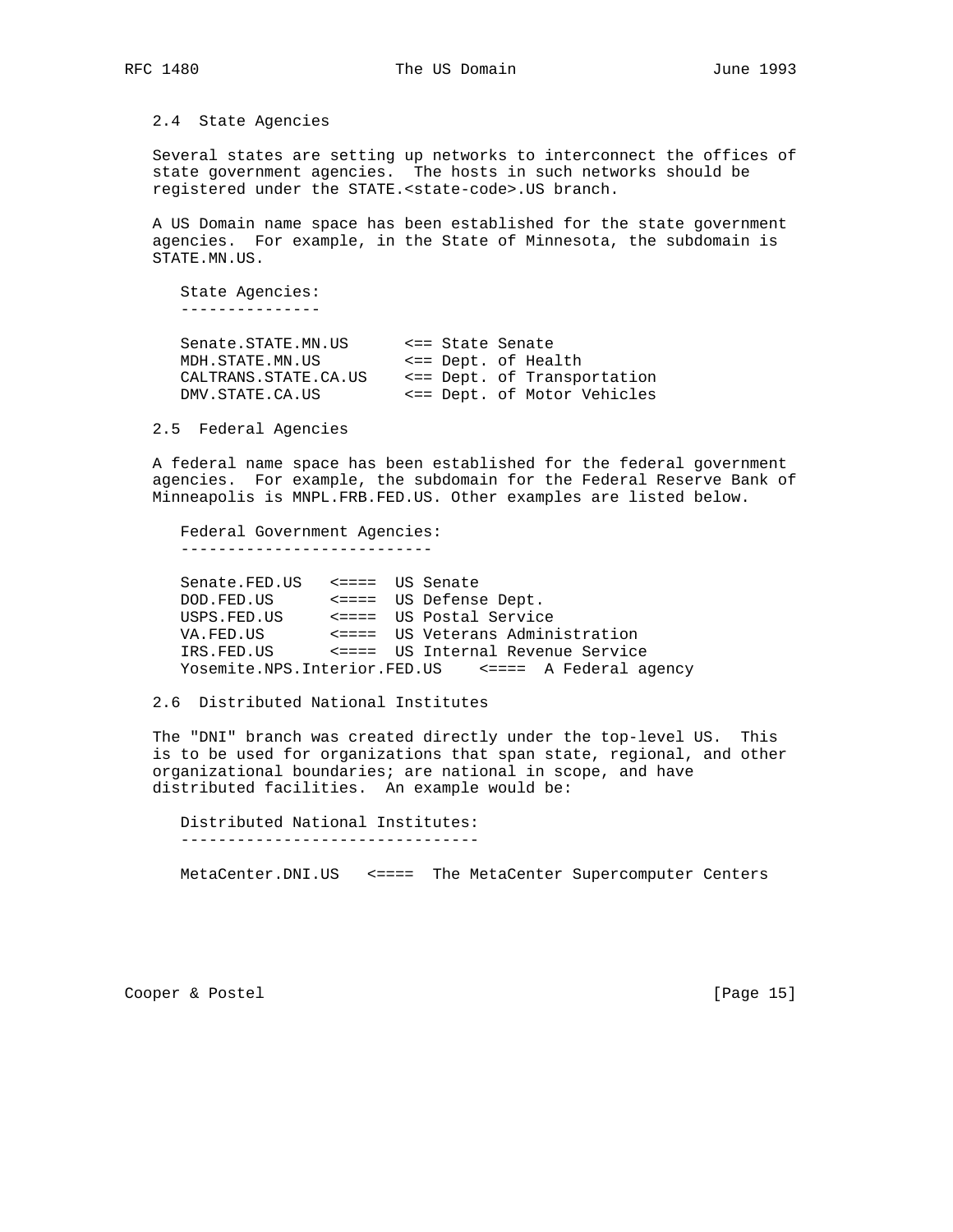### 2.4 State Agencies

Several states are setting up networks to interconnect the offices of state government agencies. The hosts in such networks should be registered under the STATE.<state-code>.US branch.

A US Domain name space has been established for the state government agencies. For example, in the State of Minnesota, the subdomain is STATE.MN.US.

```
State Agencies:
---------------

Senate.STATE.MN.US      <== State Senate
MDH.STATE.MN.US         <== Dept. of Health
CALTRANS.STATE.CA.US    <== Dept. of Transportation
DMV.STATE.CA.US         <== Dept. of Motor Vehicles
```

### 2.5 Federal Agencies

A federal name space has been established for the federal government agencies. For example, the subdomain for the Federal Reserve Bank of Minneapolis is MNPL.FRB.FED.US. Other examples are listed below.

```
Federal Government Agencies:
---------------------------

Senate.FED.US   <====  US Senate
DOD.FED.US      <====  US Defense Dept.
USPS.FED.US     <====  US Postal Service
VA.FED.US       <====  US Veterans Administration
IRS.FED.US      <====  US Internal Revenue Service
Yosemite.NPS.Interior.FED.US    <====  A Federal agency
```

### 2.6 Distributed National Institutes

The "DNI" branch was created directly under the top-level US. This is to be used for organizations that span state, regional, and other organizational boundaries; are national in scope, and have distributed facilities. An example would be:

```
Distributed National Institutes:
--------------------------------

MetaCenter.DNI.US   <====  The MetaCenter Supercomputer Centers
```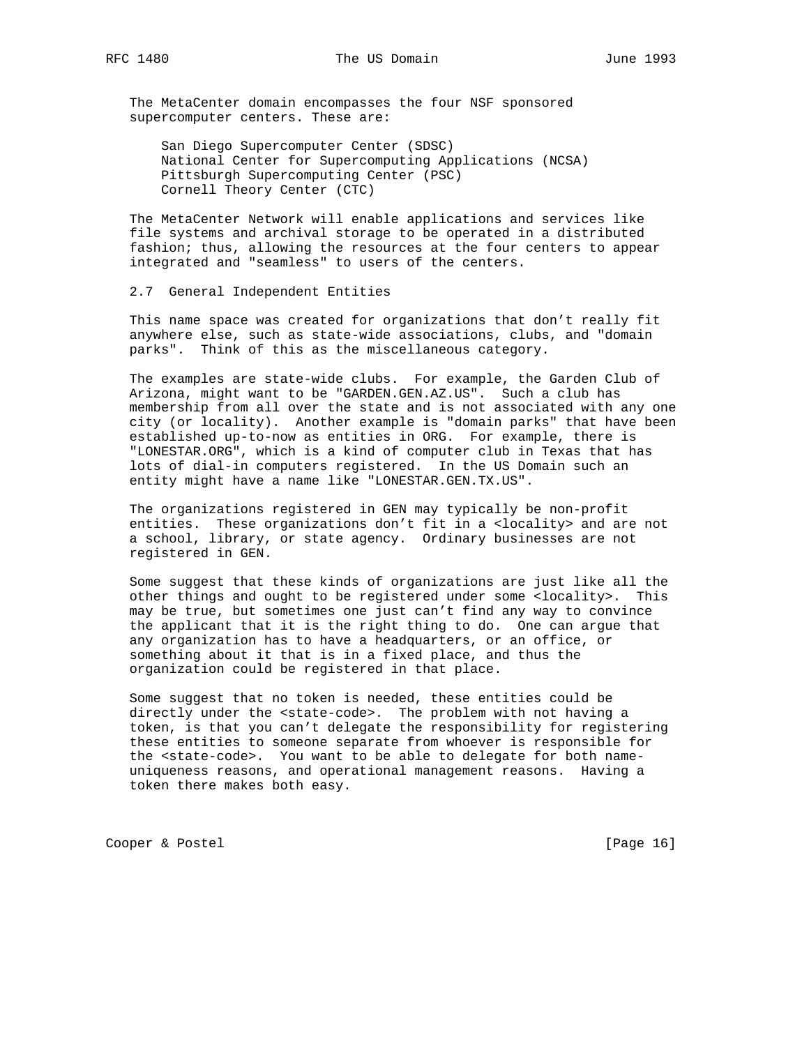The MetaCenter domain encompasses the four NSF sponsored supercomputer centers. These are:

- San Diego Supercomputer Center (SDSC)
- National Center for Supercomputing Applications (NCSA)
- Pittsburgh Supercomputing Center (PSC)
- Cornell Theory Center (CTC)

The MetaCenter Network will enable applications and services like file systems and archival storage to be operated in a distributed fashion; thus, allowing the resources at the four centers to appear integrated and "seamless" to users of the centers.

### 2.7 General Independent Entities

This name space was created for organizations that don’t really fit anywhere else, such as state-wide associations, clubs, and "domain parks". Think of this as the miscellaneous category.

The examples are state-wide clubs. For example, the Garden Club of Arizona, might want to be "GARDEN.GEN.AZ.US". Such a club has membership from all over the state and is not associated with any one city (or locality). Another example is "domain parks" that have been established up-to-now as entities in ORG. For example, there is "LONESTAR.ORG", which is a kind of computer club in Texas that has lots of dial-in computers registered. In the US Domain such an entity might have a name like "LONESTAR.GEN.TX.US".

The organizations registered in GEN may typically be non-profit entities. These organizations don’t fit in a <locality> and are not a school, library, or state agency. Ordinary businesses are not registered in GEN.

Some suggest that these kinds of organizations are just like all the other things and ought to be registered under some <locality>. This may be true, but sometimes one just can’t find any way to convince the applicant that it is the right thing to do. One can argue that any organization has to have a headquarters, or an office, or something about it that is in a fixed place, and thus the organization could be registered in that place.

Some suggest that no token is needed, these entities could be directly under the <state-code>. The problem with not having a token, is that you can’t delegate the responsibility for registering these entities to someone separate from whoever is responsible for the <state-code>. You want to be able to delegate for both name-uniqueness reasons, and operational management reasons. Having a token there makes both easy.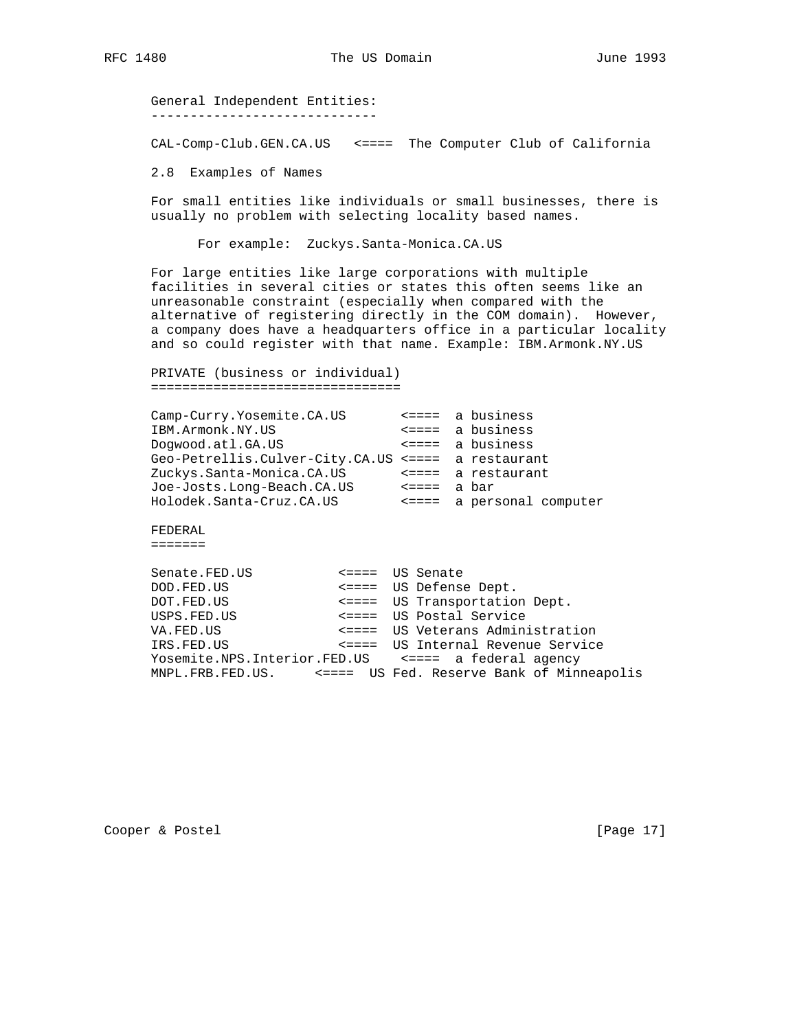General Independent Entities:
-----------------------------

```
CAL-Comp-Club.GEN.CA.US   <====  The Computer Club of California
```

2.8 Examples of Names

For small entities like individuals or small businesses, there is usually no problem with selecting locality based names.

For example: Zuckys.Santa-Monica.CA.US

For large entities like large corporations with multiple facilities in several cities or states this often seems like an unreasonable constraint (especially when compared with the alternative of registering directly in the COM domain). However, a company does have a headquarters office in a particular locality and so could register with that name. Example: IBM.Armonk.NY.US

PRIVATE (business or individual)
================================

```
Camp-Curry.Yosemite.CA.US       <====  a business
IBM.Armonk.NY.US                <====  a business
Dogwood.atl.GA.US               <====  a business
Geo-Petrellis.Culver-City.CA.US <====  a restaurant
Zuckys.Santa-Monica.CA.US       <====  a restaurant
Joe-Josts.Long-Beach.CA.US      <====  a bar
Holodek.Santa-Cruz.CA.US        <====  a personal computer
```

FEDERAL
=======

```
Senate.FED.US           <====  US Senate
DOD.FED.US              <====  US Defense Dept.
DOT.FED.US              <====  US Transportation Dept.
USPS.FED.US             <====  US Postal Service
VA.FED.US               <====  US Veterans Administration
IRS.FED.US              <====  US Internal Revenue Service
Yosemite.NPS.Interior.FED.US    <====  a federal agency
MNPL.FRB.FED.US.     <====  US Fed. Reserve Bank of Minneapolis
```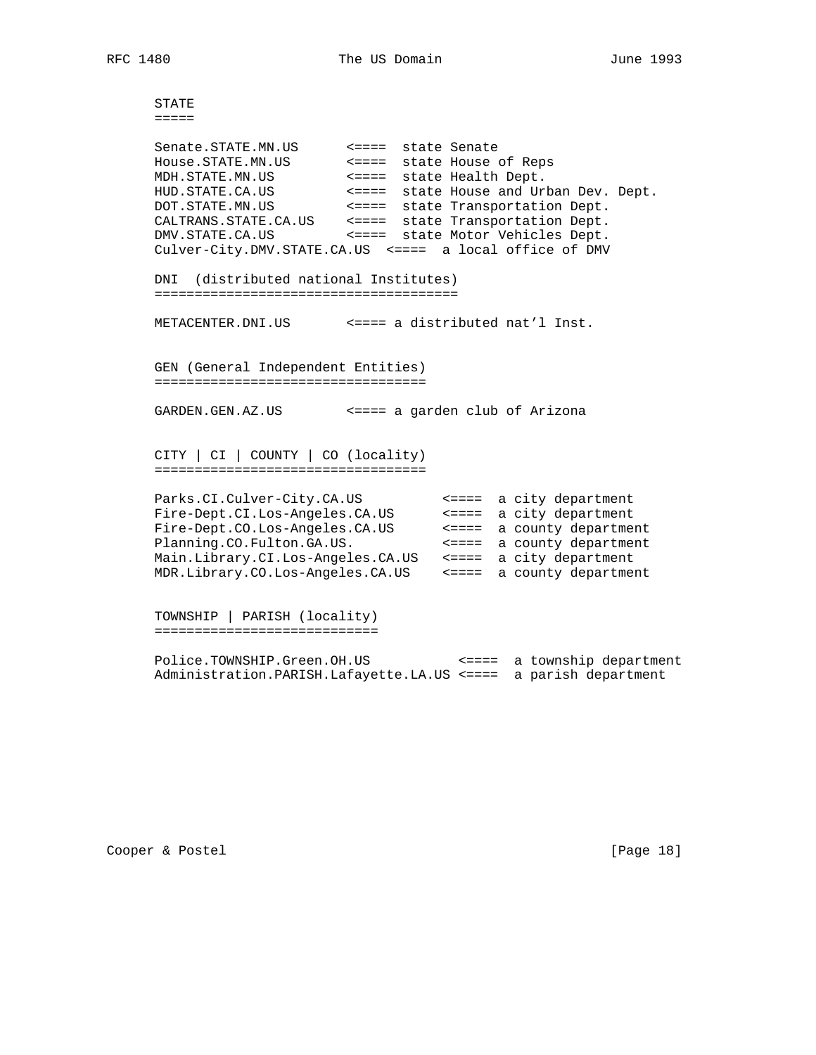```
STATE
=====

Senate.STATE.MN.US      <====  state Senate
House.STATE.MN.US       <====  state House of Reps
MDH.STATE.MN.US         <====  state Health Dept.
HUD.STATE.CA.US         <====  state House and Urban Dev. Dept.
DOT.STATE.MN.US         <====  state Transportation Dept.
CALTRANS.STATE.CA.US    <====  state Transportation Dept.
DMV.STATE.CA.US         <====  state Motor Vehicles Dept.
Culver-City.DMV.STATE.CA.US  <====  a local office of DMV

DNI  (distributed national Institutes)
======================================

METACENTER.DNI.US       <==== a distributed nat'l Inst.


GEN (General Independent Entities)
==================================

GARDEN.GEN.AZ.US        <==== a garden club of Arizona


CITY | CI | COUNTY | CO (locality)
==================================

Parks.CI.Culver-City.CA.US          <====  a city department
Fire-Dept.CI.Los-Angeles.CA.US      <====  a city department
Fire-Dept.CO.Los-Angeles.CA.US      <====  a county department
Planning.CO.Fulton.GA.US.           <====  a county department
Main.Library.CI.Los-Angeles.CA.US   <====  a city department
MDR.Library.CO.Los-Angeles.CA.US    <====  a county department


TOWNSHIP | PARISH (locality)
============================

Police.TOWNSHIP.Green.OH.US           <====  a township department
Administration.PARISH.Lafayette.LA.US <====  a parish department
```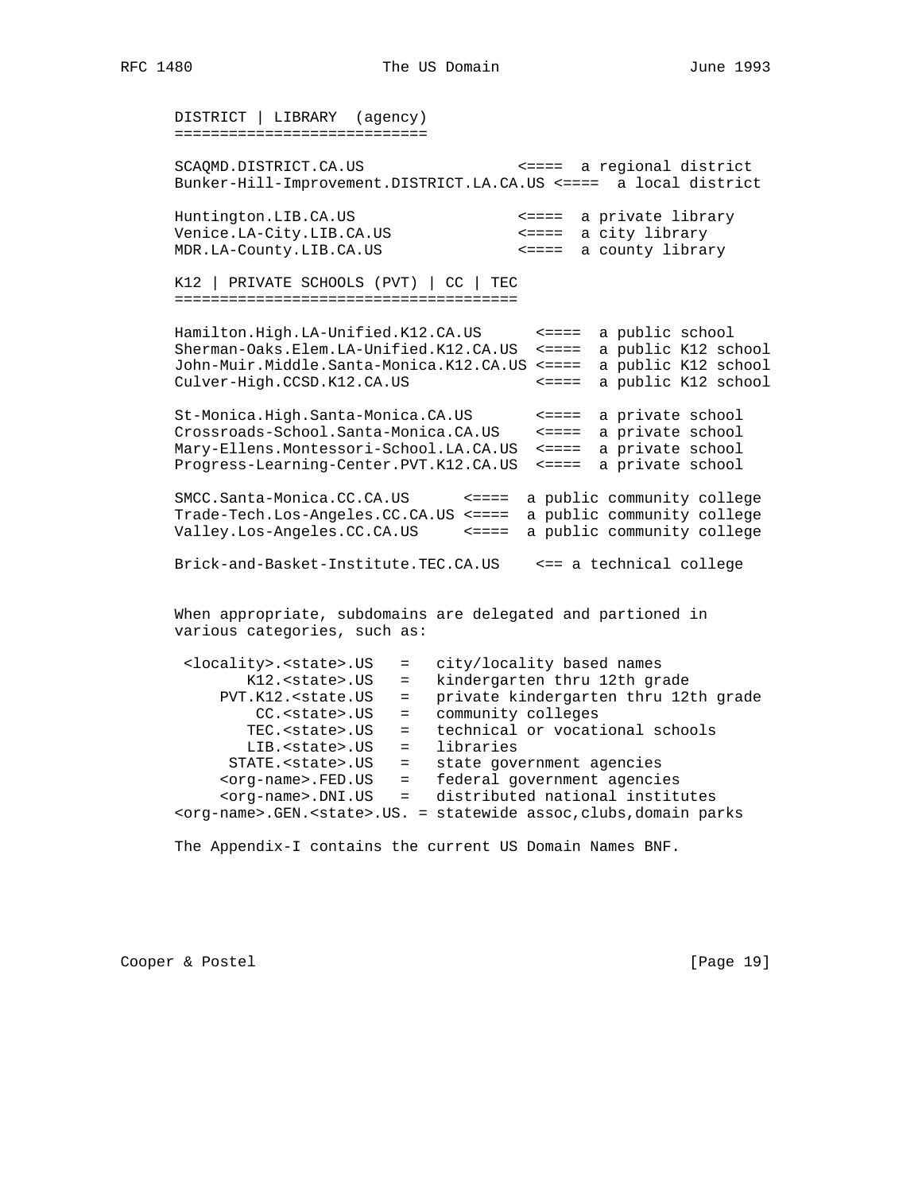```
DISTRICT | LIBRARY  (agency)
============================

SCAQMD.DISTRICT.CA.US                  <====  a regional district
Bunker-Hill-Improvement.DISTRICT.LA.CA.US <====  a local district

Huntington.LIB.CA.US                   <====  a private library
Venice.LA-City.LIB.CA.US               <====  a city library
MDR.LA-County.LIB.CA.US                <====  a county library

K12 | PRIVATE SCHOOLS (PVT) | CC | TEC
======================================

Hamilton.High.LA-Unified.K12.CA.US      <====  a public school
Sherman-Oaks.Elem.LA-Unified.K12.CA.US  <====  a public K12 school
John-Muir.Middle.Santa-Monica.K12.CA.US <====  a public K12 school
Culver-High.CCSD.K12.CA.US              <====  a public K12 school

St-Monica.High.Santa-Monica.CA.US       <====  a private school
Crossroads-School.Santa-Monica.CA.US    <====  a private school
Mary-Ellens.Montessori-School.LA.CA.US  <====  a private school
Progress-Learning-Center.PVT.K12.CA.US  <====  a private school

SMCC.Santa-Monica.CC.CA.US      <====  a public community college
Trade-Tech.Los-Angeles.CC.CA.US <====  a public community college
Valley.Los-Angeles.CC.CA.US     <====  a public community college

Brick-and-Basket-Institute.TEC.CA.US    <== a technical college
```

When appropriate, subdomains are delegated and partioned in various categories, such as:

```
 <locality>.<state>.US   =   city/locality based names
        K12.<state>.US   =   kindergarten thru 12th grade
    PVT.K12.<state.US    =   private kindergarten thru 12th grade
         CC.<state>.US   =   community colleges
        TEC.<state>.US   =   technical or vocational schools
        LIB.<state>.US   =   libraries
      STATE.<state>.US   =   state government agencies
     <org-name>.FED.US   =   federal government agencies
     <org-name>.DNI.US   =   distributed national institutes
<org-name>.GEN.<state>.US. = statewide assoc,clubs,domain parks
```

The Appendix-I contains the current US Domain Names BNF.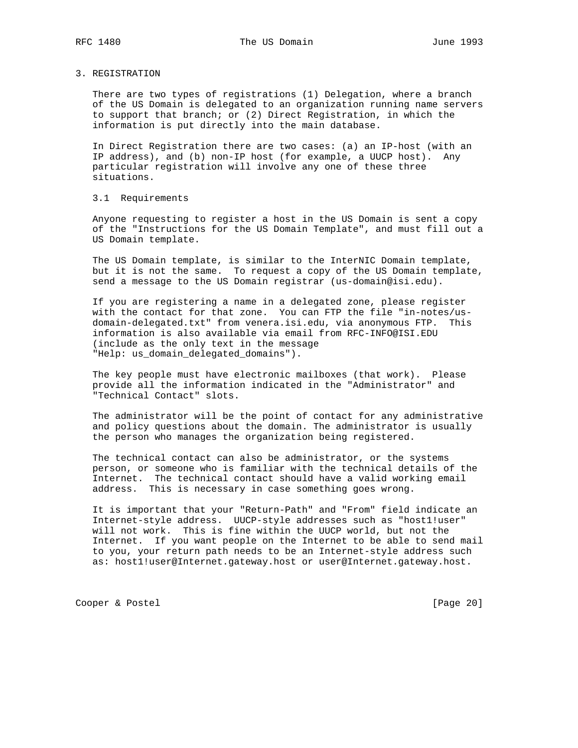## 3. REGISTRATION

There are two types of registrations (1) Delegation, where a branch of the US Domain is delegated to an organization running name servers to support that branch; or (2) Direct Registration, in which the information is put directly into the main database.

In Direct Registration there are two cases: (a) an IP-host (with an IP address), and (b) non-IP host (for example, a UUCP host). Any particular registration will involve any one of these three situations.

### 3.1 Requirements

Anyone requesting to register a host in the US Domain is sent a copy of the "Instructions for the US Domain Template", and must fill out a US Domain template.

The US Domain template, is similar to the InterNIC Domain template, but it is not the same. To request a copy of the US Domain template, send a message to the US Domain registrar (us-domain@isi.edu).

If you are registering a name in a delegated zone, please register with the contact for that zone. You can FTP the file "in-notes/us-domain-delegated.txt" from venera.isi.edu, via anonymous FTP. This information is also available via email from RFC-INFO@ISI.EDU (include as the only text in the message "Help: us_domain_delegated_domains").

The key people must have electronic mailboxes (that work). Please provide all the information indicated in the "Administrator" and "Technical Contact" slots.

The administrator will be the point of contact for any administrative and policy questions about the domain. The administrator is usually the person who manages the organization being registered.

The technical contact can also be administrator, or the systems person, or someone who is familiar with the technical details of the Internet. The technical contact should have a valid working email address. This is necessary in case something goes wrong.

It is important that your "Return-Path" and "From" field indicate an Internet-style address. UUCP-style addresses such as "host1!user" will not work. This is fine within the UUCP world, but not the Internet. If you want people on the Internet to be able to send mail to you, your return path needs to be an Internet-style address such as: host1!user@Internet.gateway.host or user@Internet.gateway.host.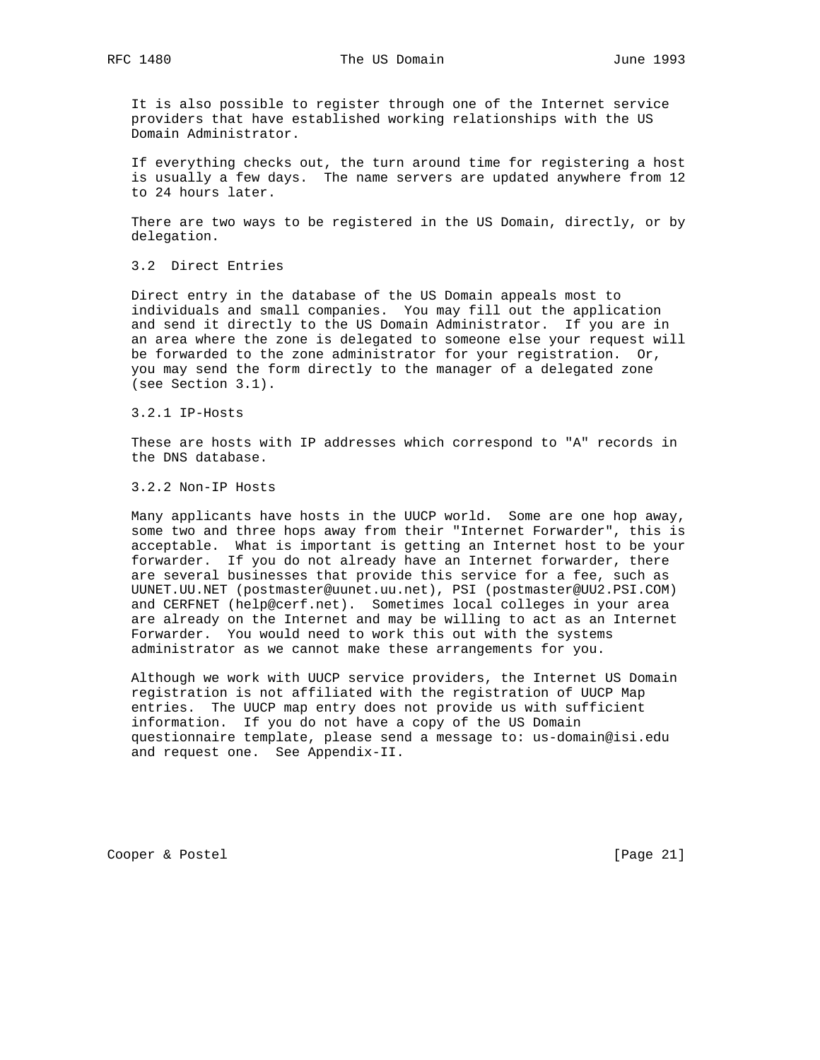It is also possible to register through one of the Internet service providers that have established working relationships with the US Domain Administrator.

If everything checks out, the turn around time for registering a host is usually a few days. The name servers are updated anywhere from 12 to 24 hours later.

There are two ways to be registered in the US Domain, directly, or by delegation.

### 3.2 Direct Entries

Direct entry in the database of the US Domain appeals most to individuals and small companies. You may fill out the application and send it directly to the US Domain Administrator. If you are in an area where the zone is delegated to someone else your request will be forwarded to the zone administrator for your registration. Or, you may send the form directly to the manager of a delegated zone (see Section 3.1).

#### 3.2.1 IP-Hosts

These are hosts with IP addresses which correspond to "A" records in the DNS database.

#### 3.2.2 Non-IP Hosts

Many applicants have hosts in the UUCP world. Some are one hop away, some two and three hops away from their "Internet Forwarder", this is acceptable. What is important is getting an Internet host to be your forwarder. If you do not already have an Internet forwarder, there are several businesses that provide this service for a fee, such as UUNET.UU.NET (postmaster@uunet.uu.net), PSI (postmaster@UU2.PSI.COM) and CERFNET (help@cerf.net). Sometimes local colleges in your area are already on the Internet and may be willing to act as an Internet Forwarder. You would need to work this out with the systems administrator as we cannot make these arrangements for you.

Although we work with UUCP service providers, the Internet US Domain registration is not affiliated with the registration of UUCP Map entries. The UUCP map entry does not provide us with sufficient information. If you do not have a copy of the US Domain questionnaire template, please send a message to: us-domain@isi.edu and request one. See Appendix-II.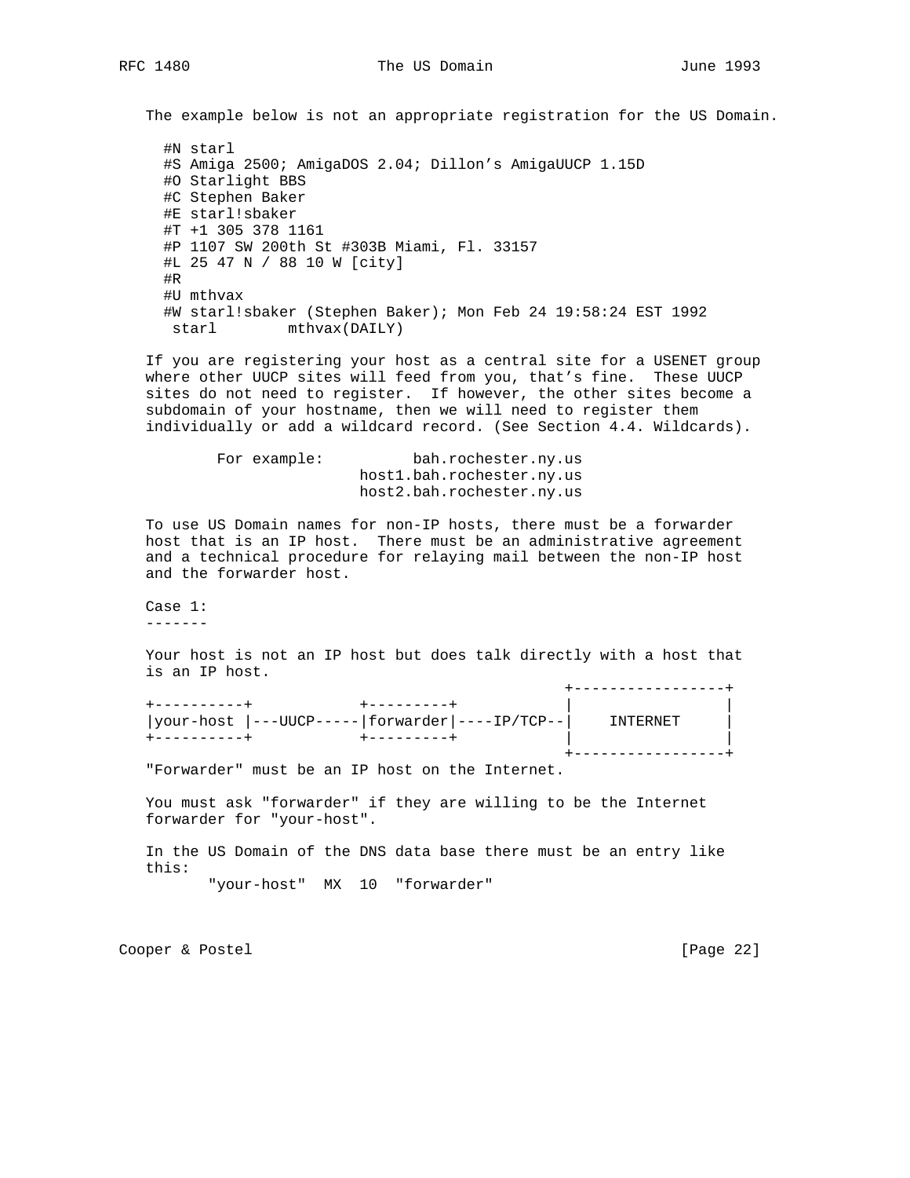The example below is not an appropriate registration for the US Domain.

```
#N starl
#S Amiga 2500; AmigaDOS 2.04; Dillon's AmigaUUCP 1.15D
#O Starlight BBS
#C Stephen Baker
#E starl!sbaker
#T +1 305 378 1161
#P 1107 SW 200th St #303B Miami, Fl. 33157
#L 25 47 N / 88 10 W [city]
#R
#U mthvax
#W starl!sbaker (Stephen Baker); Mon Feb 24 19:58:24 EST 1992
 starl        mthvax(DAILY)
```

If you are registering your host as a central site for a USENET group where other UUCP sites will feed from you, that's fine. These UUCP sites do not need to register. If however, the other sites become a subdomain of your hostname, then we will need to register them individually or add a wildcard record. (See Section 4.4. Wildcards).

```
        For example:          bah.rochester.ny.us
                        host1.bah.rochester.ny.us
                        host2.bah.rochester.ny.us
```

To use US Domain names for non-IP hosts, there must be a forwarder host that is an IP host. There must be an administrative agreement and a technical procedure for relaying mail between the non-IP host and the forwarder host.

Case 1:
-------

Your host is not an IP host but does talk directly with a host that is an IP host.

```
                                             +-----------------+
+----------+           +---------+           |                 |
|your-host |---UUCP-----|forwarder|----IP/TCP--|    INTERNET     |
+----------+           +---------+           |                 |
                                             +-----------------+
```

"Forwarder" must be an IP host on the Internet.

You must ask "forwarder" if they are willing to be the Internet forwarder for "your-host".

In the US Domain of the DNS data base there must be an entry like this:

```
      "your-host"  MX  10  "forwarder"
```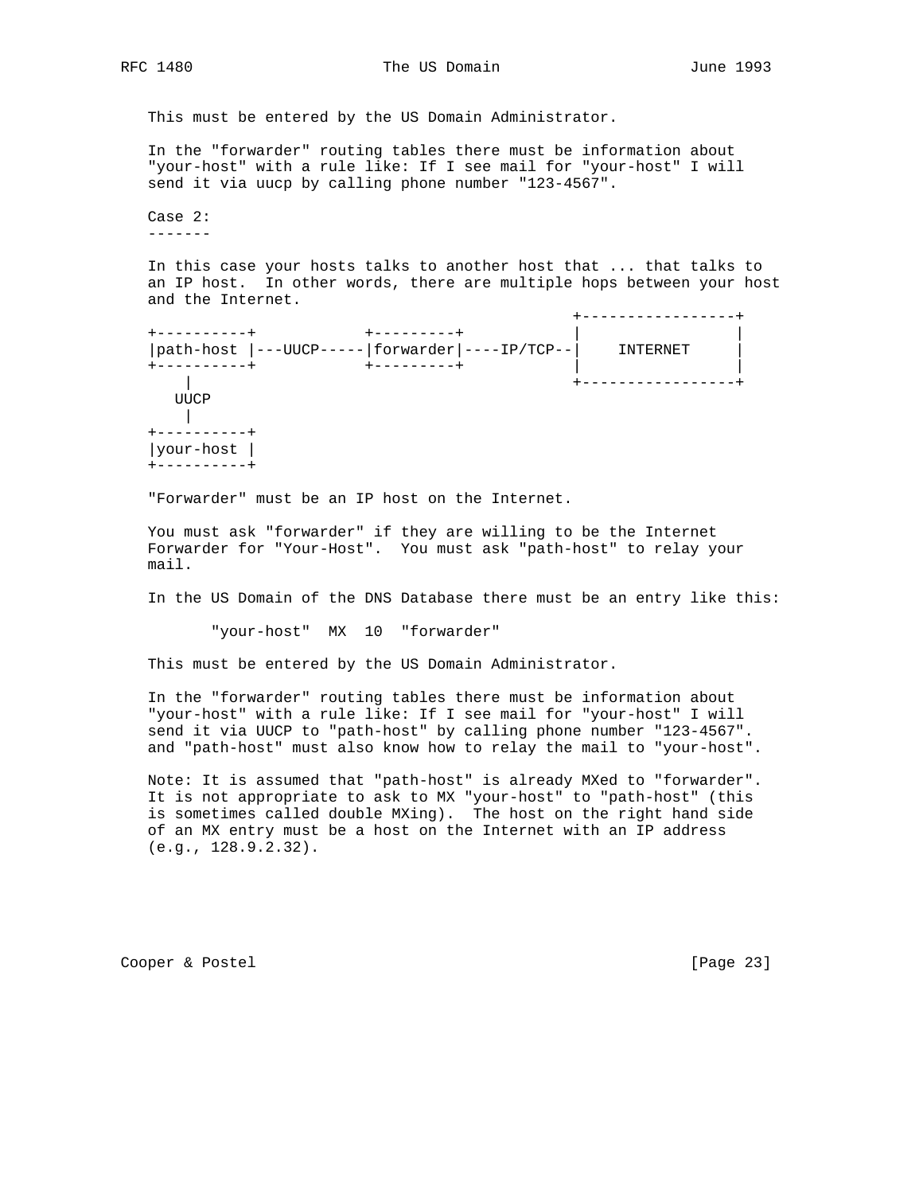This must be entered by the US Domain Administrator.

In the "forwarder" routing tables there must be information about "your-host" with a rule like: If I see mail for "your-host" I will send it via uucp by calling phone number "123-4567".

Case 2:
-------

In this case your hosts talks to another host that ... that talks to an IP host. In other words, there are multiple hops between your host and the Internet.

```
                                                 +-----------------+
+----------+           +---------+              |                 |
|path-host |---UUCP-----|forwarder|----IP/TCP--|    INTERNET     |
+----------+           +---------+              |                 |
    |                                            +-----------------+
   UUCP
    |
+----------+
|your-host |
+----------+
```

"Forwarder" must be an IP host on the Internet.

You must ask "forwarder" if they are willing to be the Internet Forwarder for "Your-Host". You must ask "path-host" to relay your mail.

In the US Domain of the DNS Database there must be an entry like this:

```
"your-host"  MX  10  "forwarder"
```

This must be entered by the US Domain Administrator.

In the "forwarder" routing tables there must be information about "your-host" with a rule like: If I see mail for "your-host" I will send it via UUCP to "path-host" by calling phone number "123-4567". and "path-host" must also know how to relay the mail to "your-host".

Note: It is assumed that "path-host" is already MXed to "forwarder". It is not appropriate to ask to MX "your-host" to "path-host" (this is sometimes called double MXing). The host on the right hand side of an MX entry must be a host on the Internet with an IP address (e.g., 128.9.2.32).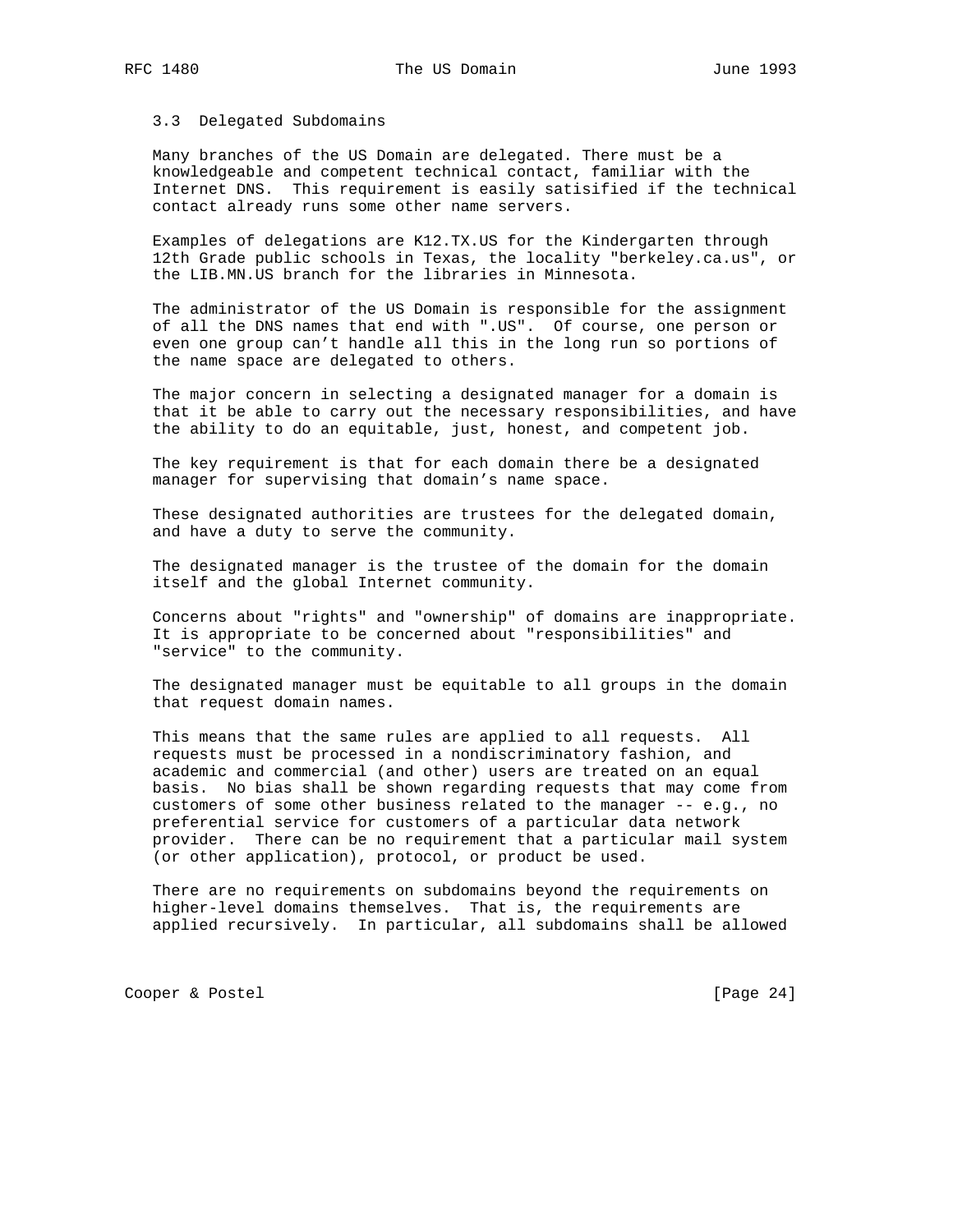### 3.3 Delegated Subdomains

Many branches of the US Domain are delegated. There must be a knowledgeable and competent technical contact, familiar with the Internet DNS. This requirement is easily satisified if the technical contact already runs some other name servers.

Examples of delegations are K12.TX.US for the Kindergarten through 12th Grade public schools in Texas, the locality "berkeley.ca.us", or the LIB.MN.US branch for the libraries in Minnesota.

The administrator of the US Domain is responsible for the assignment of all the DNS names that end with ".US". Of course, one person or even one group can't handle all this in the long run so portions of the name space are delegated to others.

The major concern in selecting a designated manager for a domain is that it be able to carry out the necessary responsibilities, and have the ability to do an equitable, just, honest, and competent job.

The key requirement is that for each domain there be a designated manager for supervising that domain's name space.

These designated authorities are trustees for the delegated domain, and have a duty to serve the community.

The designated manager is the trustee of the domain for the domain itself and the global Internet community.

Concerns about "rights" and "ownership" of domains are inappropriate. It is appropriate to be concerned about "responsibilities" and "service" to the community.

The designated manager must be equitable to all groups in the domain that request domain names.

This means that the same rules are applied to all requests. All requests must be processed in a nondiscriminatory fashion, and academic and commercial (and other) users are treated on an equal basis. No bias shall be shown regarding requests that may come from customers of some other business related to the manager -- e.g., no preferential service for customers of a particular data network provider. There can be no requirement that a particular mail system (or other application), protocol, or product be used.

There are no requirements on subdomains beyond the requirements on higher-level domains themselves. That is, the requirements are applied recursively. In particular, all subdomains shall be allowed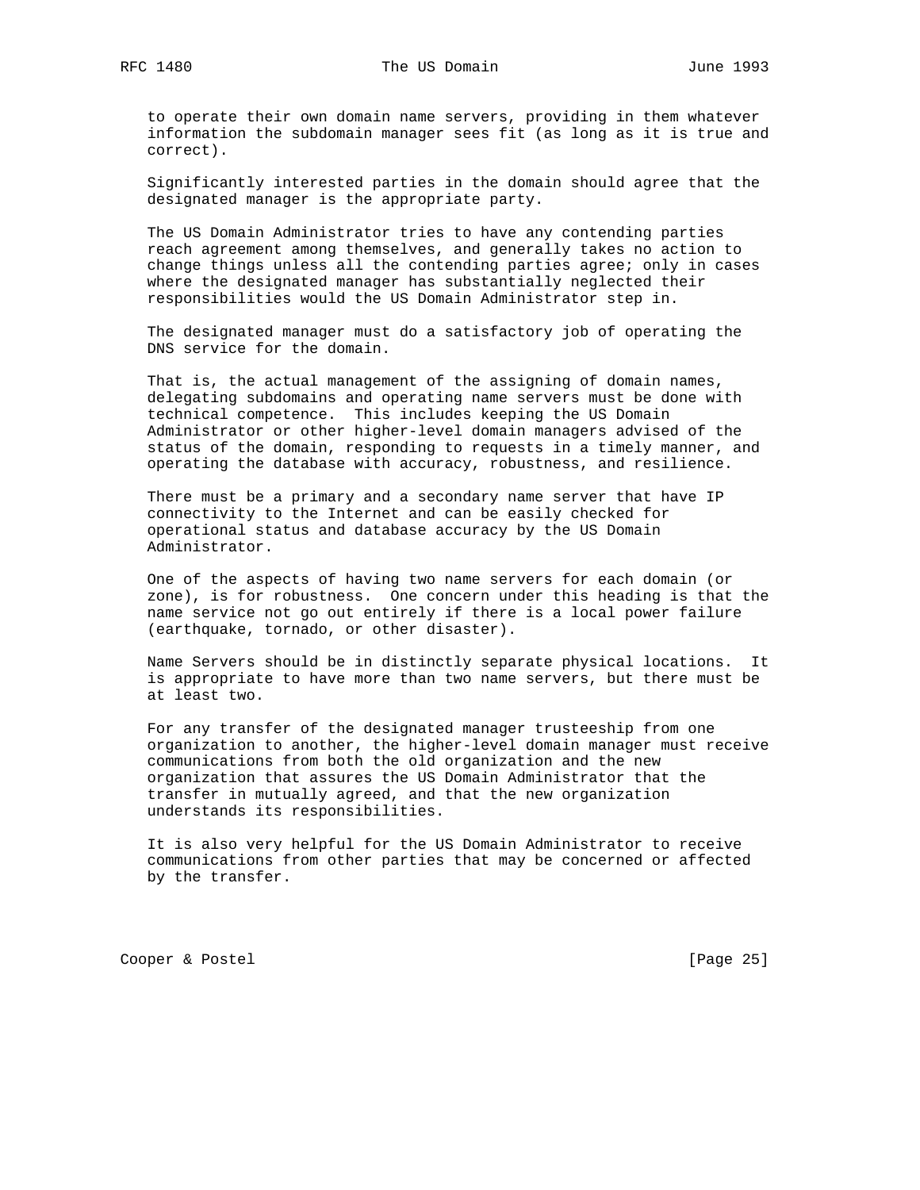to operate their own domain name servers, providing in them whatever information the subdomain manager sees fit (as long as it is true and correct).

Significantly interested parties in the domain should agree that the designated manager is the appropriate party.

The US Domain Administrator tries to have any contending parties reach agreement among themselves, and generally takes no action to change things unless all the contending parties agree; only in cases where the designated manager has substantially neglected their responsibilities would the US Domain Administrator step in.

The designated manager must do a satisfactory job of operating the DNS service for the domain.

That is, the actual management of the assigning of domain names, delegating subdomains and operating name servers must be done with technical competence. This includes keeping the US Domain Administrator or other higher-level domain managers advised of the status of the domain, responding to requests in a timely manner, and operating the database with accuracy, robustness, and resilience.

There must be a primary and a secondary name server that have IP connectivity to the Internet and can be easily checked for operational status and database accuracy by the US Domain Administrator.

One of the aspects of having two name servers for each domain (or zone), is for robustness. One concern under this heading is that the name service not go out entirely if there is a local power failure (earthquake, tornado, or other disaster).

Name Servers should be in distinctly separate physical locations. It is appropriate to have more than two name servers, but there must be at least two.

For any transfer of the designated manager trusteeship from one organization to another, the higher-level domain manager must receive communications from both the old organization and the new organization that assures the US Domain Administrator that the transfer in mutually agreed, and that the new organization understands its responsibilities.

It is also very helpful for the US Domain Administrator to receive communications from other parties that may be concerned or affected by the transfer.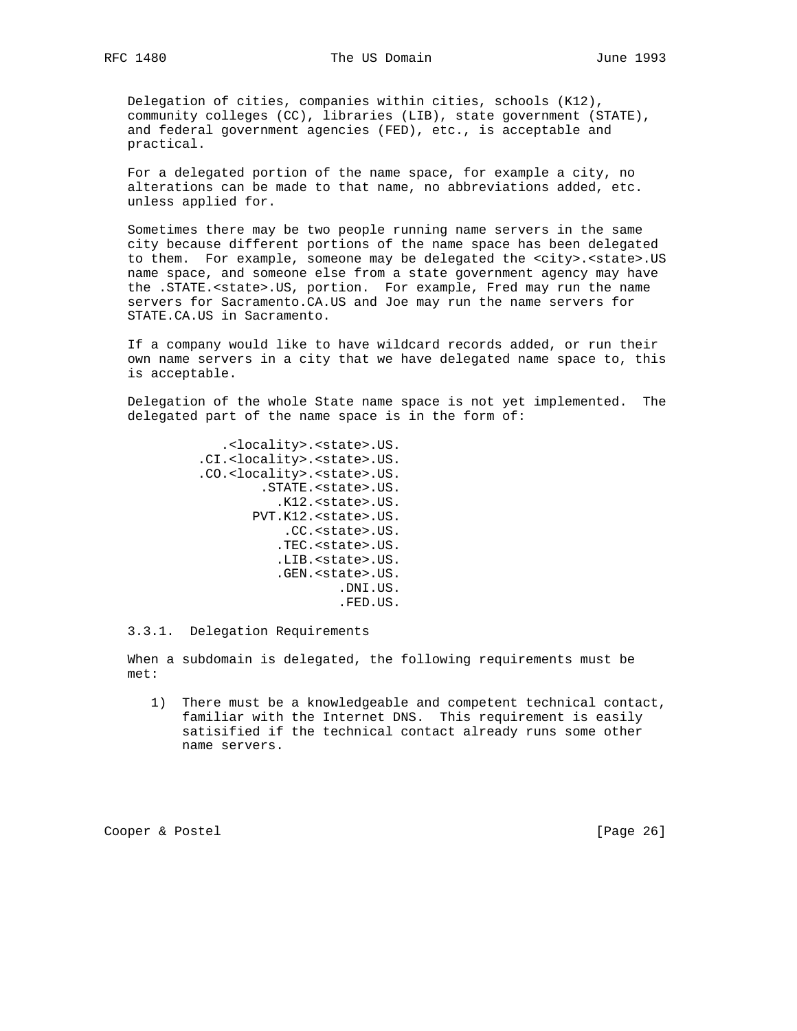Delegation of cities, companies within cities, schools (K12), community colleges (CC), libraries (LIB), state government (STATE), and federal government agencies (FED), etc., is acceptable and practical.

For a delegated portion of the name space, for example a city, no alterations can be made to that name, no abbreviations added, etc. unless applied for.

Sometimes there may be two people running name servers in the same city because different portions of the name space has been delegated to them. For example, someone may be delegated the <city>.<state>.US name space, and someone else from a state government agency may have the .STATE.<state>.US, portion. For example, Fred may run the name servers for Sacramento.CA.US and Joe may run the name servers for STATE.CA.US in Sacramento.

If a company would like to have wildcard records added, or run their own name servers in a city that we have delegated name space to, this is acceptable.

Delegation of the whole State name space is not yet implemented. The delegated part of the name space is in the form of:

```
            .<locality>.<state>.US.
         .CI.<locality>.<state>.US.
         .CO.<locality>.<state>.US.
                 .STATE.<state>.US.
                   .K12.<state>.US.
                PVT.K12.<state>.US.
                    .CC.<state>.US.
                   .TEC.<state>.US.
                   .LIB.<state>.US.
                   .GEN.<state>.US.
                           .DNI.US.
                           .FED.US.
```

### 3.3.1. Delegation Requirements

When a subdomain is delegated, the following requirements must be met:

1) There must be a knowledgeable and competent technical contact, familiar with the Internet DNS. This requirement is easily satisified if the technical contact already runs some other name servers.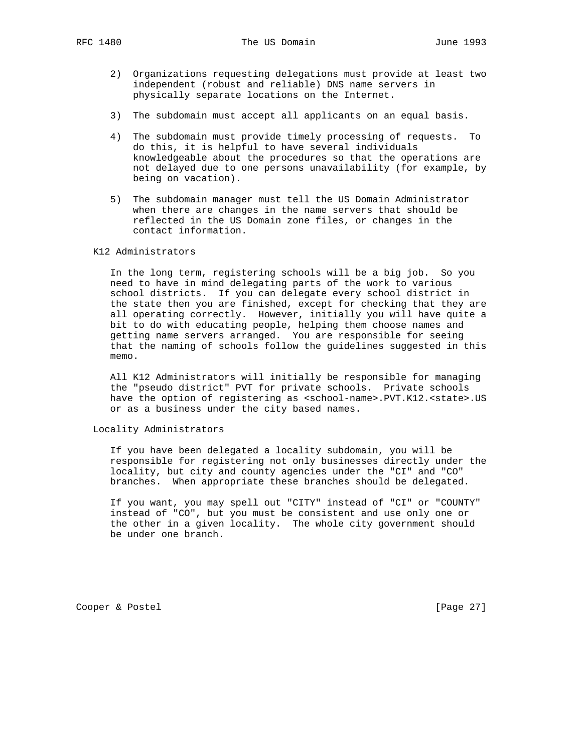2) Organizations requesting delegations must provide at least two independent (robust and reliable) DNS name servers in physically separate locations on the Internet.

3) The subdomain must accept all applicants on an equal basis.

4) The subdomain must provide timely processing of requests. To do this, it is helpful to have several individuals knowledgeable about the procedures so that the operations are not delayed due to one persons unavailability (for example, by being on vacation).

5) The subdomain manager must tell the US Domain Administrator when there are changes in the name servers that should be reflected in the US Domain zone files, or changes in the contact information.

### K12 Administrators

In the long term, registering schools will be a big job. So you need to have in mind delegating parts of the work to various school districts. If you can delegate every school district in the state then you are finished, except for checking that they are all operating correctly. However, initially you will have quite a bit to do with educating people, helping them choose names and getting name servers arranged. You are responsible for seeing that the naming of schools follow the guidelines suggested in this memo.

All K12 Administrators will initially be responsible for managing the "pseudo district" PVT for private schools. Private schools have the option of registering as <school-name>.PVT.K12.<state>.US or as a business under the city based names.

### Locality Administrators

If you have been delegated a locality subdomain, you will be responsible for registering not only businesses directly under the locality, but city and county agencies under the "CI" and "CO" branches. When appropriate these branches should be delegated.

If you want, you may spell out "CITY" instead of "CI" or "COUNTY" instead of "CO", but you must be consistent and use only one or the other in a given locality. The whole city government should be under one branch.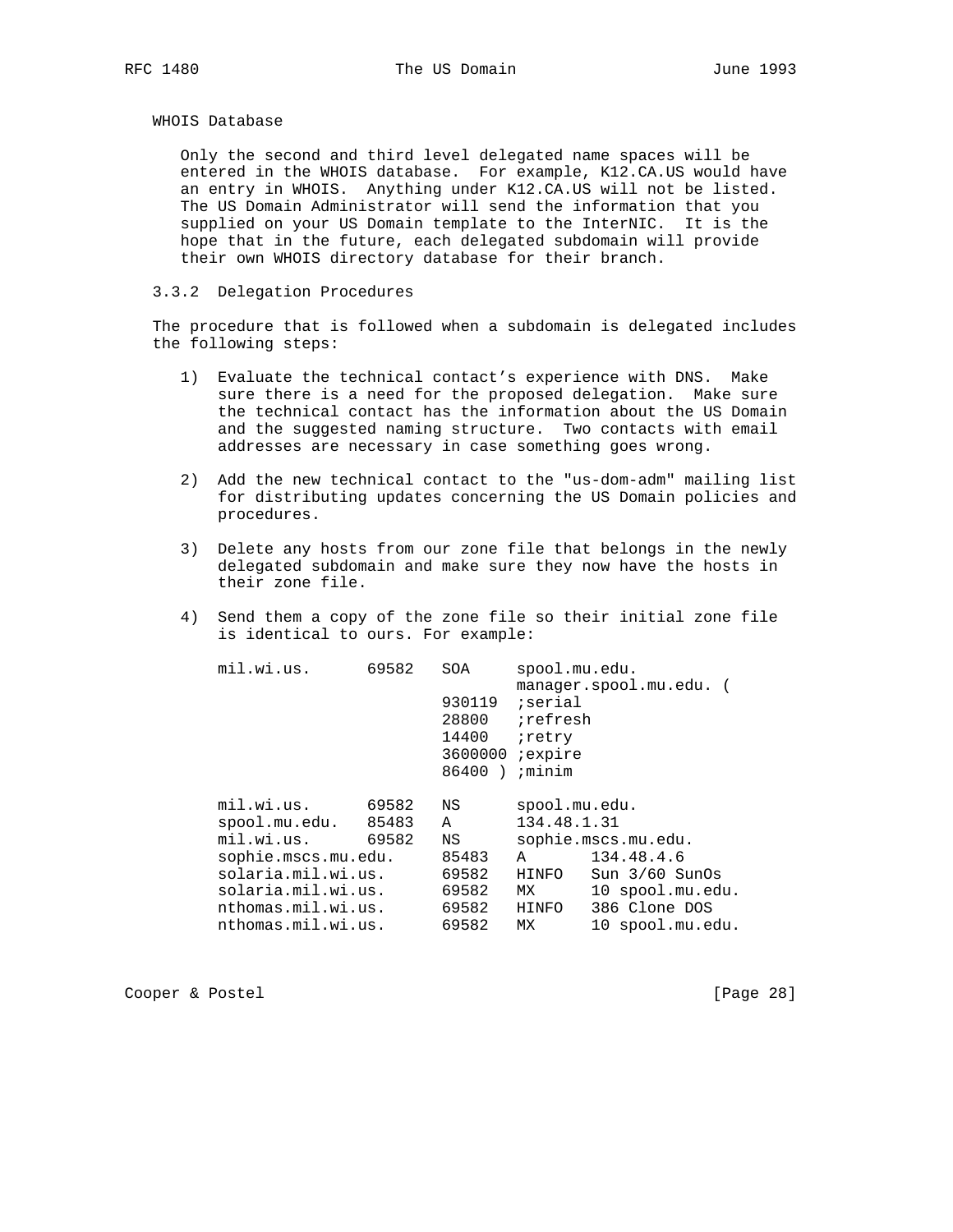WHOIS Database

Only the second and third level delegated name spaces will be entered in the WHOIS database. For example, K12.CA.US would have an entry in WHOIS. Anything under K12.CA.US will not be listed. The US Domain Administrator will send the information that you supplied on your US Domain template to the InterNIC. It is the hope that in the future, each delegated subdomain will provide their own WHOIS directory database for their branch.

### 3.3.2 Delegation Procedures

The procedure that is followed when a subdomain is delegated includes the following steps:

1) Evaluate the technical contact's experience with DNS. Make sure there is a need for the proposed delegation. Make sure the technical contact has the information about the US Domain and the suggested naming structure. Two contacts with email addresses are necessary in case something goes wrong.

2) Add the new technical contact to the "us-dom-adm" mailing list for distributing updates concerning the US Domain policies and procedures.

3) Delete any hosts from our zone file that belongs in the newly delegated subdomain and make sure they now have the hosts in their zone file.

4) Send them a copy of the zone file so their initial zone file is identical to ours. For example:

```
mil.wi.us.      69582   SOA     spool.mu.edu.
                                manager.spool.mu.edu. (
                        930119  ;serial
                        28800   ;refresh
                        14400   ;retry
                        3600000 ;expire
                        86400 ) ;minim

mil.wi.us.      69582   NS      spool.mu.edu.
spool.mu.edu.   85483   A       134.48.1.31
mil.wi.us.      69582   NS      sophie.mscs.mu.edu.
sophie.mscs.mu.edu.     85483   A       134.48.4.6
solaria.mil.wi.us.      69582   HINFO   Sun 3/60 SunOs
solaria.mil.wi.us.      69582   MX      10 spool.mu.edu.
nthomas.mil.wi.us.      69582   HINFO   386 Clone DOS
nthomas.mil.wi.us.      69582   MX      10 spool.mu.edu.
```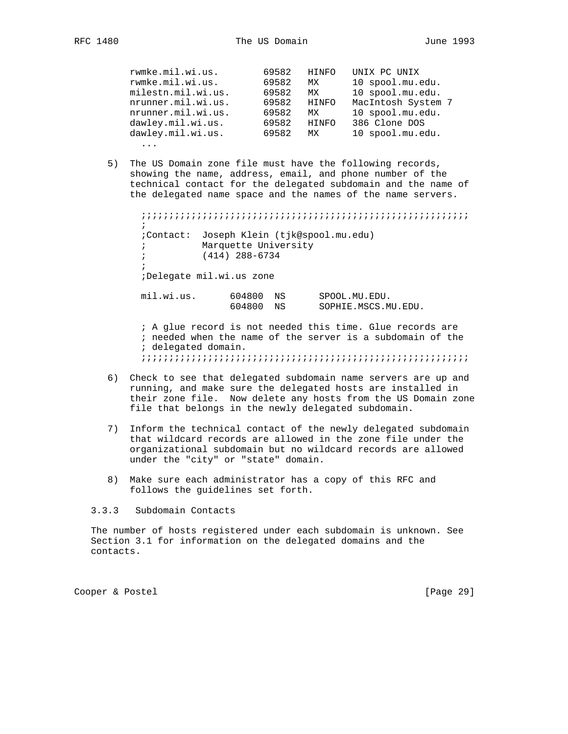```
rwmke.mil.wi.us.        69582   HINFO   UNIX PC UNIX
rwmke.mil.wi.us.        69582   MX      10 spool.mu.edu.
milestn.mil.wi.us.      69582   MX      10 spool.mu.edu.
nrunner.mil.wi.us.      69582   HINFO   MacIntosh System 7
nrunner.mil.wi.us.      69582   MX      10 spool.mu.edu.
dawley.mil.wi.us.       69582   HINFO   386 Clone DOS
dawley.mil.wi.us.       69582   MX      10 spool.mu.edu.
  ...
```

5) The US Domain zone file must have the following records, showing the name, address, email, and phone number of the technical contact for the delegated subdomain and the name of the delegated name space and the names of the name servers.

```
;;;;;;;;;;;;;;;;;;;;;;;;;;;;;;;;;;;;;;;;;;;;;;;;;;;;;;;;;;;
;
;Contact:  Joseph Klein (tjk@spool.mu.edu)
;          Marquette University
;          (414) 288-6734
;
;Delegate mil.wi.us zone

mil.wi.us.      604800  NS      SPOOL.MU.EDU.
                604800  NS      SOPHIE.MSCS.MU.EDU.

; A glue record is not needed this time. Glue records are
; needed when the name of the server is a subdomain of the
; delegated domain.
;;;;;;;;;;;;;;;;;;;;;;;;;;;;;;;;;;;;;;;;;;;;;;;;;;;;;;;;;;;
```

6) Check to see that delegated subdomain name servers are up and running, and make sure the delegated hosts are installed in their zone file. Now delete any hosts from the US Domain zone file that belongs in the newly delegated subdomain.

7) Inform the technical contact of the newly delegated subdomain that wildcard records are allowed in the zone file under the organizational subdomain but no wildcard records are allowed under the "city" or "state" domain.

8) Make sure each administrator has a copy of this RFC and follows the guidelines set forth.

### 3.3.3 Subdomain Contacts

The number of hosts registered under each subdomain is unknown. See Section 3.1 for information on the delegated domains and the contacts.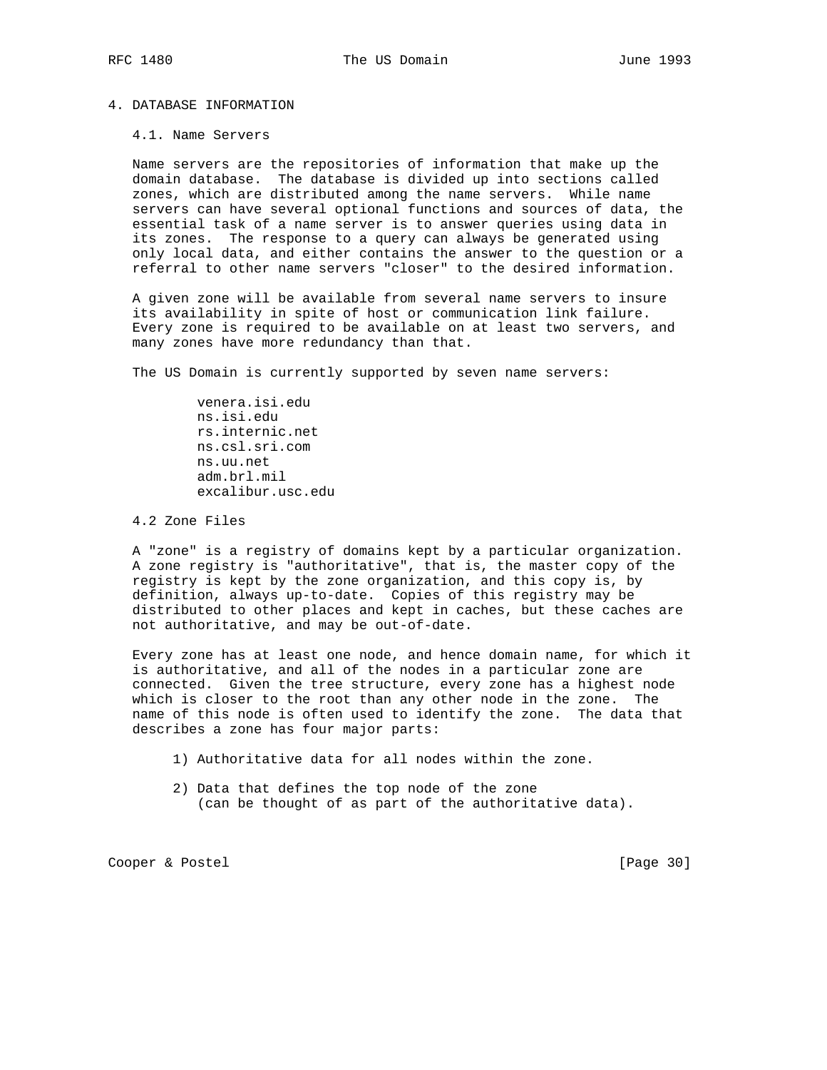## 4. DATABASE INFORMATION

### 4.1. Name Servers

Name servers are the repositories of information that make up the domain database. The database is divided up into sections called zones, which are distributed among the name servers. While name servers can have several optional functions and sources of data, the essential task of a name server is to answer queries using data in its zones. The response to a query can always be generated using only local data, and either contains the answer to the question or a referral to other name servers "closer" to the desired information.

A given zone will be available from several name servers to insure its availability in spite of host or communication link failure. Every zone is required to be available on at least two servers, and many zones have more redundancy than that.

The US Domain is currently supported by seven name servers:

```
venera.isi.edu
ns.isi.edu
rs.internic.net
ns.csl.sri.com
ns.uu.net
adm.brl.mil
excalibur.usc.edu
```

### 4.2 Zone Files

A "zone" is a registry of domains kept by a particular organization. A zone registry is "authoritative", that is, the master copy of the registry is kept by the zone organization, and this copy is, by definition, always up-to-date. Copies of this registry may be distributed to other places and kept in caches, but these caches are not authoritative, and may be out-of-date.

Every zone has at least one node, and hence domain name, for which it is authoritative, and all of the nodes in a particular zone are connected. Given the tree structure, every zone has a highest node which is closer to the root than any other node in the zone. The name of this node is often used to identify the zone. The data that describes a zone has four major parts:

1) Authoritative data for all nodes within the zone.

2) Data that defines the top node of the zone (can be thought of as part of the authoritative data).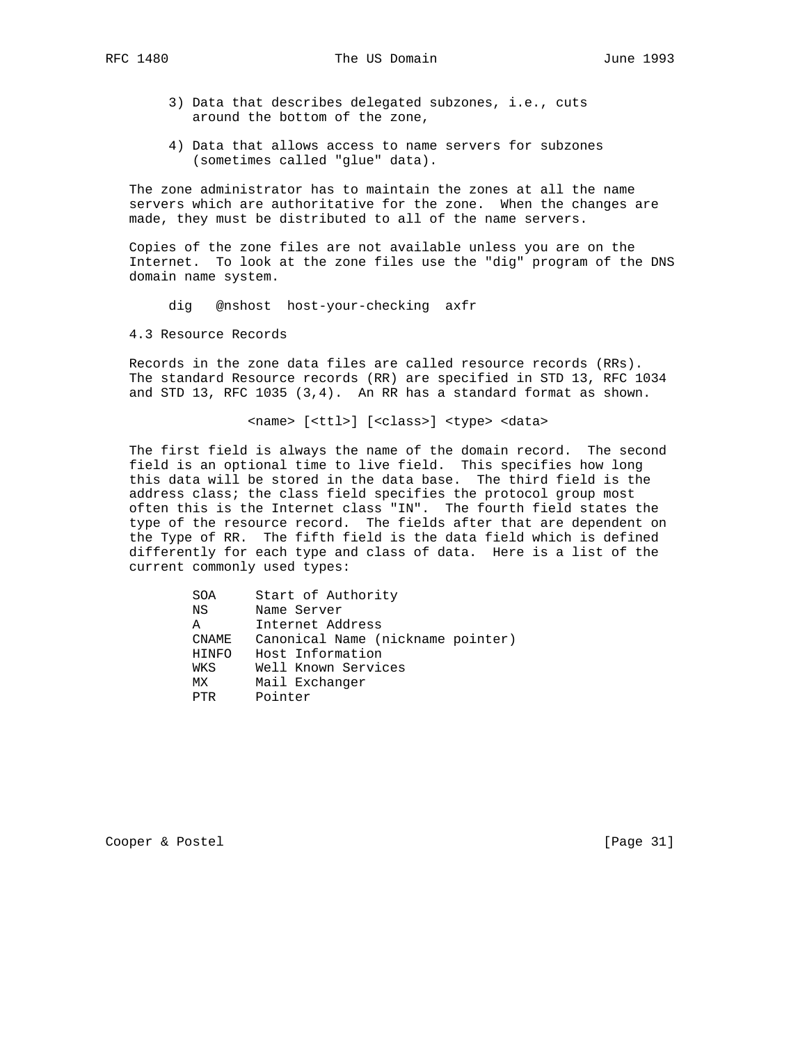3) Data that describes delegated subzones, i.e., cuts around the bottom of the zone,

4) Data that allows access to name servers for subzones (sometimes called "glue" data).

The zone administrator has to maintain the zones at all the name servers which are authoritative for the zone. When the changes are made, they must be distributed to all of the name servers.

Copies of the zone files are not available unless you are on the Internet. To look at the zone files use the "dig" program of the DNS domain name system.

```
dig   @nshost  host-your-checking  axfr
```

### 4.3 Resource Records

Records in the zone data files are called resource records (RRs). The standard Resource records (RR) are specified in STD 13, RFC 1034 and STD 13, RFC 1035 (3,4). An RR has a standard format as shown.

```
<name> [<ttl>] [<class>] <type> <data>
```

The first field is always the name of the domain record. The second field is an optional time to live field. This specifies how long this data will be stored in the data base. The third field is the address class; the class field specifies the protocol group most often this is the Internet class "IN". The fourth field states the type of the resource record. The fields after that are dependent on the Type of RR. The fifth field is the data field which is defined differently for each type and class of data. Here is a list of the current commonly used types:

```
SOA     Start of Authority
NS      Name Server
A       Internet Address
CNAME   Canonical Name (nickname pointer)
HINFO   Host Information
WKS     Well Known Services
MX      Mail Exchanger
PTR     Pointer
```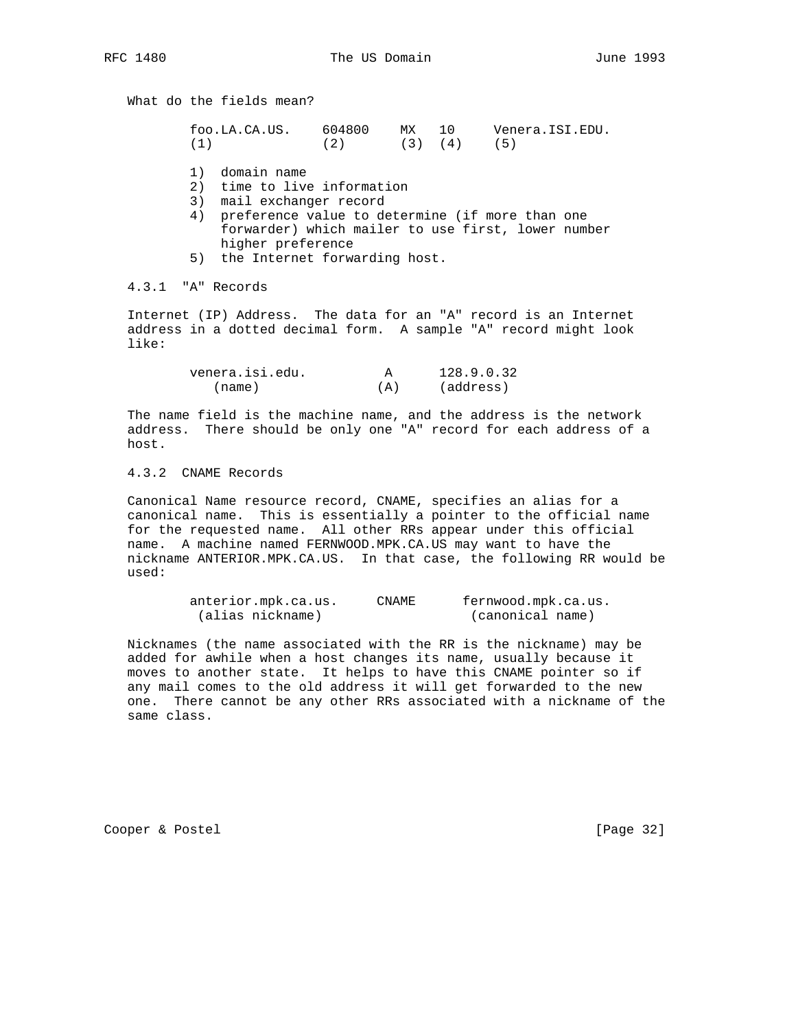What do the fields mean?

```
foo.LA.CA.US.    604800    MX   10     Venera.ISI.EDU.
(1)              (2)       (3)  (4)    (5)
```

1) domain name
2) time to live information
3) mail exchanger record
4) preference value to determine (if more than one forwarder) which mailer to use first, lower number higher preference
5) the Internet forwarding host.

### 4.3.1 "A" Records

Internet (IP) Address. The data for an "A" record is an Internet address in a dotted decimal form. A sample "A" record might look like:

```
venera.isi.edu.          A      128.9.0.32
   (name)               (A)     (address)
```

The name field is the machine name, and the address is the network address. There should be only one "A" record for each address of a host.

### 4.3.2 CNAME Records

Canonical Name resource record, CNAME, specifies an alias for a canonical name. This is essentially a pointer to the official name for the requested name. All other RRs appear under this official name. A machine named FERNWOOD.MPK.CA.US may want to have the nickname ANTERIOR.MPK.CA.US. In that case, the following RR would be used:

```
anterior.mpk.ca.us.     CNAME      fernwood.mpk.ca.us.
 (alias nickname)                   (canonical name)
```

Nicknames (the name associated with the RR is the nickname) may be added for awhile when a host changes its name, usually because it moves to another state. It helps to have this CNAME pointer so if any mail comes to the old address it will get forwarded to the new one. There cannot be any other RRs associated with a nickname of the same class.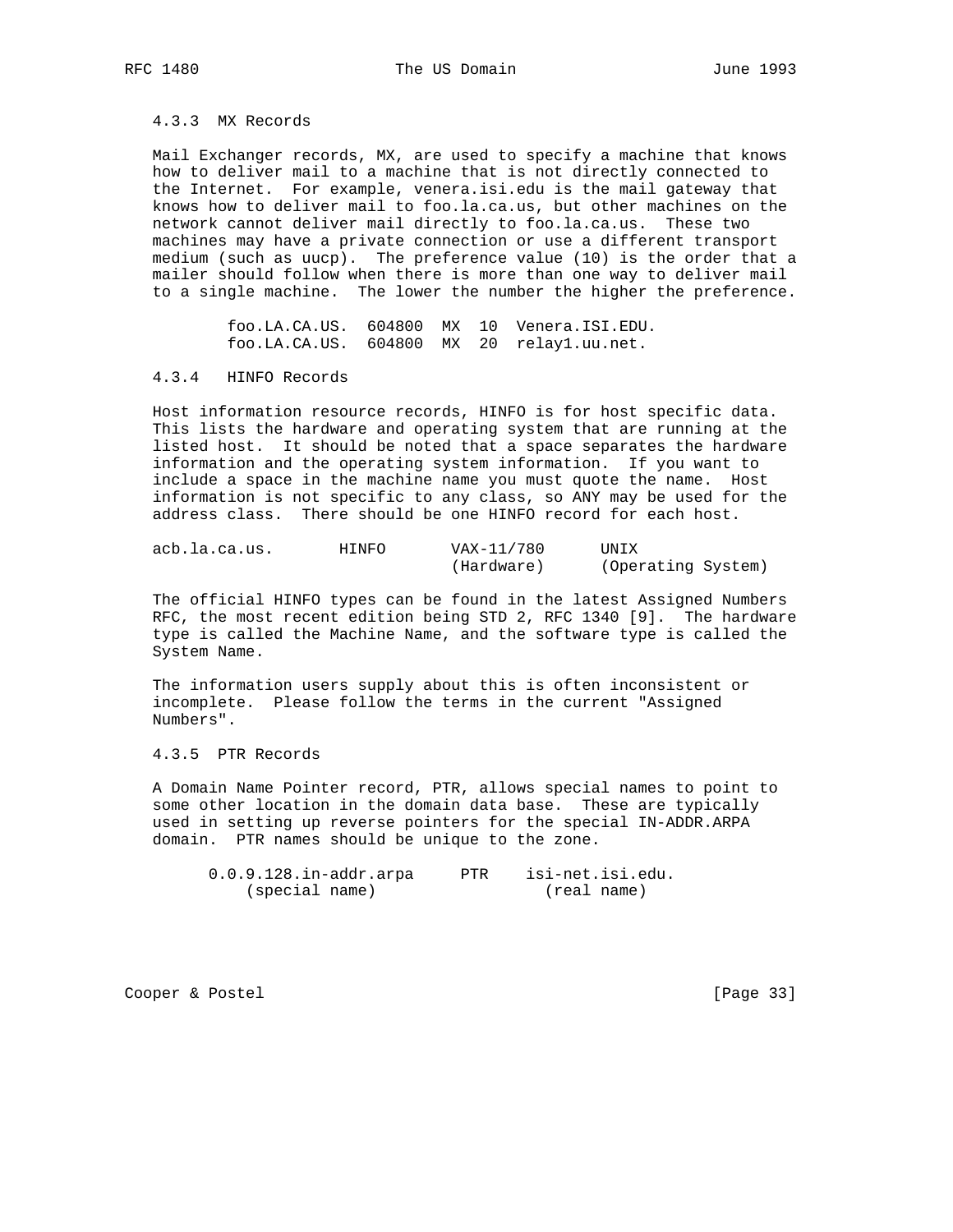### 4.3.3 MX Records

Mail Exchanger records, MX, are used to specify a machine that knows how to deliver mail to a machine that is not directly connected to the Internet. For example, venera.isi.edu is the mail gateway that knows how to deliver mail to foo.la.ca.us, but other machines on the network cannot deliver mail directly to foo.la.ca.us. These two machines may have a private connection or use a different transport medium (such as uucp). The preference value (10) is the order that a mailer should follow when there is more than one way to deliver mail to a single machine. The lower the number the higher the preference.

```
foo.LA.CA.US.  604800  MX  10  Venera.ISI.EDU.
foo.LA.CA.US.  604800  MX  20  relay1.uu.net.
```

### 4.3.4 HINFO Records

Host information resource records, HINFO is for host specific data. This lists the hardware and operating system that are running at the listed host. It should be noted that a space separates the hardware information and the operating system information. If you want to include a space in the machine name you must quote the name. Host information is not specific to any class, so ANY may be used for the address class. There should be one HINFO record for each host.

```
acb.la.ca.us.       HINFO       VAX-11/780      UNIX
                                (Hardware)      (Operating System)
```

The official HINFO types can be found in the latest Assigned Numbers RFC, the most recent edition being STD 2, RFC 1340 [9]. The hardware type is called the Machine Name, and the software type is called the System Name.

The information users supply about this is often inconsistent or incomplete. Please follow the terms in the current "Assigned Numbers".

### 4.3.5 PTR Records

A Domain Name Pointer record, PTR, allows special names to point to some other location in the domain data base. These are typically used in setting up reverse pointers for the special IN-ADDR.ARPA domain. PTR names should be unique to the zone.

```
0.0.9.128.in-addr.arpa     PTR    isi-net.isi.edu.
    (special name)                  (real name)
```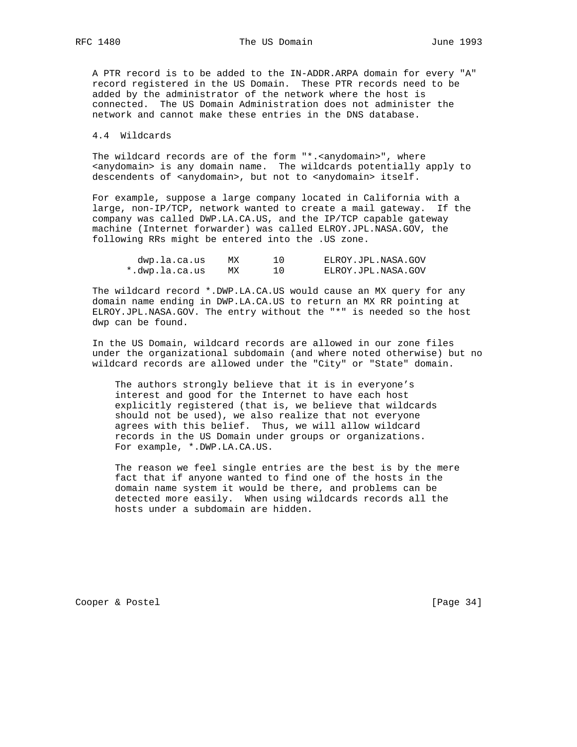A PTR record is to be added to the IN-ADDR.ARPA domain for every "A" record registered in the US Domain. These PTR records need to be added by the administrator of the network where the host is connected. The US Domain Administration does not administer the network and cannot make these entries in the DNS database.

## 4.4 Wildcards

The wildcard records are of the form "*.<anydomain>", where <anydomain> is any domain name. The wildcards potentially apply to descendents of <anydomain>, but not to <anydomain> itself.

For example, suppose a large company located in California with a large, non-IP/TCP, network wanted to create a mail gateway. If the company was called DWP.LA.CA.US, and the IP/TCP capable gateway machine (Internet forwarder) was called ELROY.JPL.NASA.GOV, the following RRs might be entered into the .US zone.

```
  dwp.la.ca.us    MX      10       ELROY.JPL.NASA.GOV
*.dwp.la.ca.us    MX      10       ELROY.JPL.NASA.GOV
```

The wildcard record *.DWP.LA.CA.US would cause an MX query for any domain name ending in DWP.LA.CA.US to return an MX RR pointing at ELROY.JPL.NASA.GOV. The entry without the "*" is needed so the host dwp can be found.

In the US Domain, wildcard records are allowed in our zone files under the organizational subdomain (and where noted otherwise) but no wildcard records are allowed under the "City" or "State" domain.

> The authors strongly believe that it is in everyone's interest and good for the Internet to have each host explicitly registered (that is, we believe that wildcards should not be used), we also realize that not everyone agrees with this belief. Thus, we will allow wildcard records in the US Domain under groups or organizations. For example, *.DWP.LA.CA.US.
>
> The reason we feel single entries are the best is by the mere fact that if anyone wanted to find one of the hosts in the domain name system it would be there, and problems can be detected more easily. When using wildcards records all the hosts under a subdomain are hidden.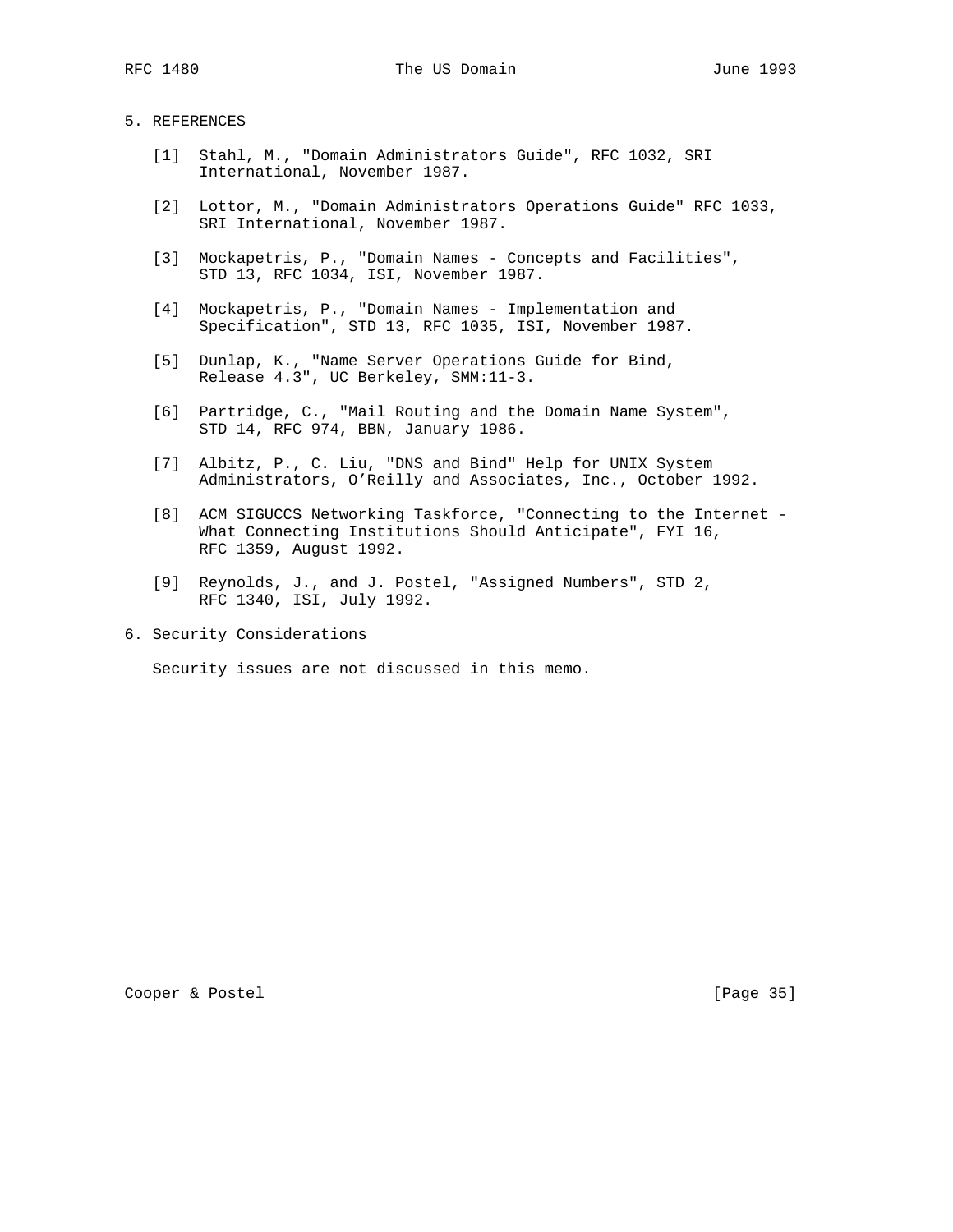## 5. REFERENCES

[1] Stahl, M., "Domain Administrators Guide", RFC 1032, SRI International, November 1987.

[2] Lottor, M., "Domain Administrators Operations Guide" RFC 1033, SRI International, November 1987.

[3] Mockapetris, P., "Domain Names - Concepts and Facilities", STD 13, RFC 1034, ISI, November 1987.

[4] Mockapetris, P., "Domain Names - Implementation and Specification", STD 13, RFC 1035, ISI, November 1987.

[5] Dunlap, K., "Name Server Operations Guide for Bind, Release 4.3", UC Berkeley, SMM:11-3.

[6] Partridge, C., "Mail Routing and the Domain Name System", STD 14, RFC 974, BBN, January 1986.

[7] Albitz, P., C. Liu, "DNS and Bind" Help for UNIX System Administrators, O’Reilly and Associates, Inc., October 1992.

[8] ACM SIGUCCS Networking Taskforce, "Connecting to the Internet - What Connecting Institutions Should Anticipate", FYI 16, RFC 1359, August 1992.

[9] Reynolds, J., and J. Postel, "Assigned Numbers", STD 2, RFC 1340, ISI, July 1992.

## 6. Security Considerations

Security issues are not discussed in this memo.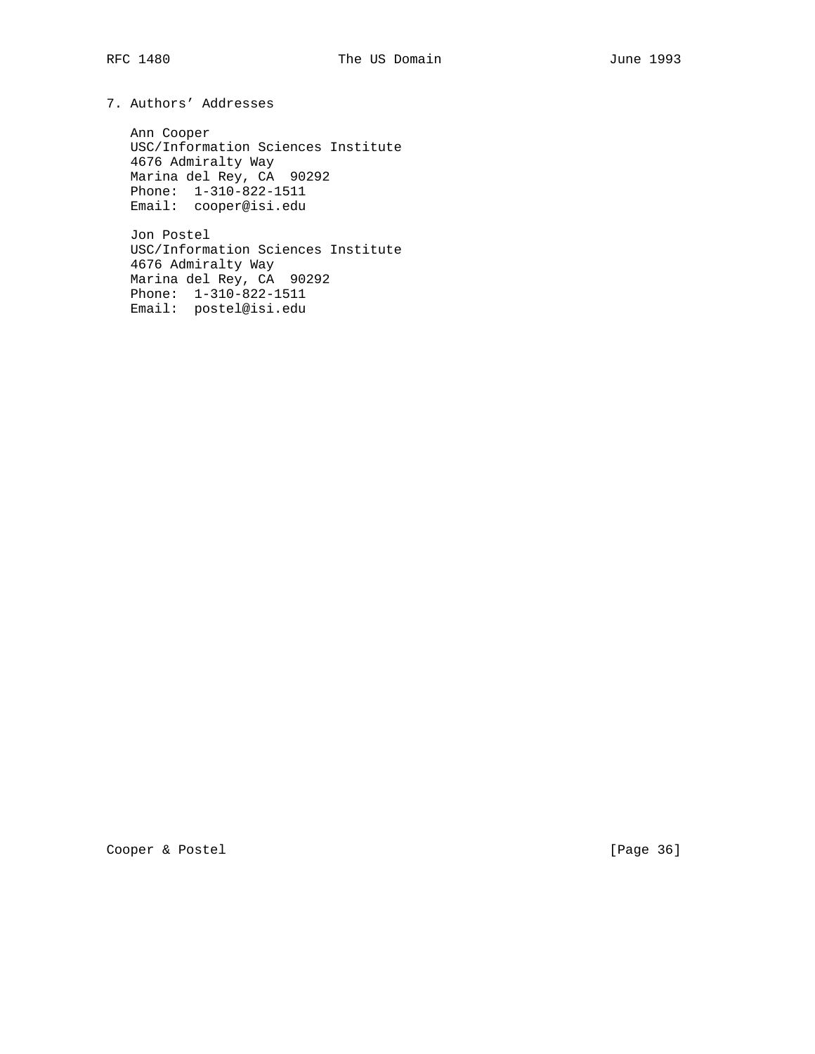## 7. Authors' Addresses

Ann Cooper
USC/Information Sciences Institute
4676 Admiralty Way
Marina del Rey, CA  90292
Phone:  1-310-822-1511
Email:  cooper@isi.edu

Jon Postel
USC/Information Sciences Institute
4676 Admiralty Way
Marina del Rey, CA  90292
Phone:  1-310-822-1511
Email:  postel@isi.edu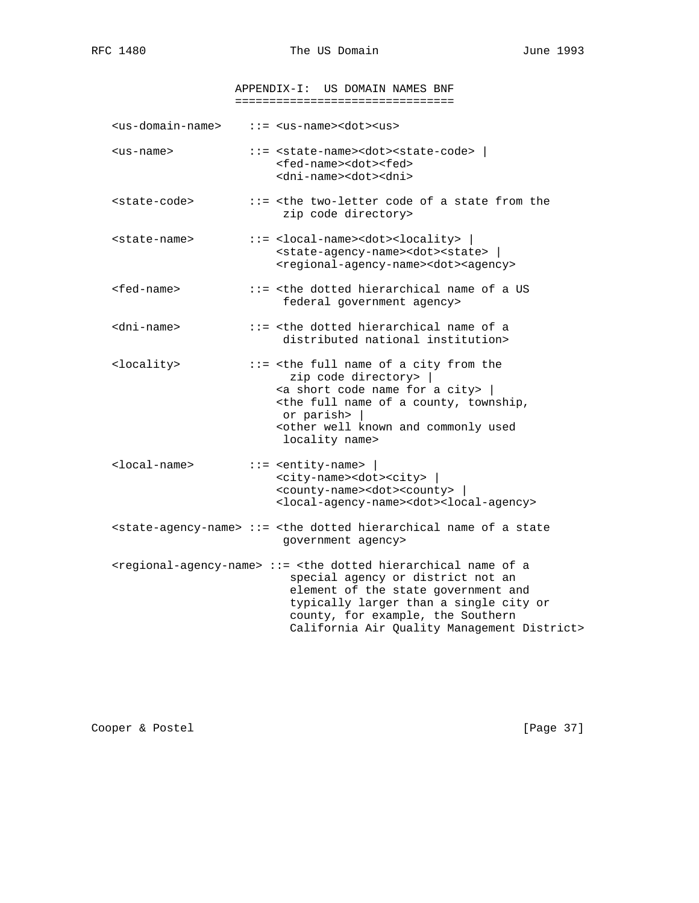## APPENDIX-I: US DOMAIN NAMES BNF

```
<us-domain-name>    ::= <us-name><dot><us>

<us-name>           ::= <state-name><dot><state-code> |
                        <fed-name><dot><fed>
                        <dni-name><dot><dni>

<state-code>        ::= <the two-letter code of a state from the
                         zip code directory>

<state-name>        ::= <local-name><dot><locality> |
                        <state-agency-name><dot><state> |
                        <regional-agency-name><dot><agency>

<fed-name>          ::= <the dotted hierarchical name of a US
                         federal government agency>

<dni-name>          ::= <the dotted hierarchical name of a
                         distributed national institution>

<locality>          ::= <the full name of a city from the
                          zip code directory> |
                        <a short code name for a city> |
                        <the full name of a county, township,
                         or parish> |
                        <other well known and commonly used
                         locality name>

<local-name>        ::= <entity-name> |
                        <city-name><dot><city> |
                        <county-name><dot><county> |
                        <local-agency-name><dot><local-agency>

<state-agency-name> ::= <the dotted hierarchical name of a state
                         government agency>

<regional-agency-name> ::= <the dotted hierarchical name of a
                          special agency or district not an
                          element of the state government and
                          typically larger than a single city or
                          county, for example, the Southern
                          California Air Quality Management District>
```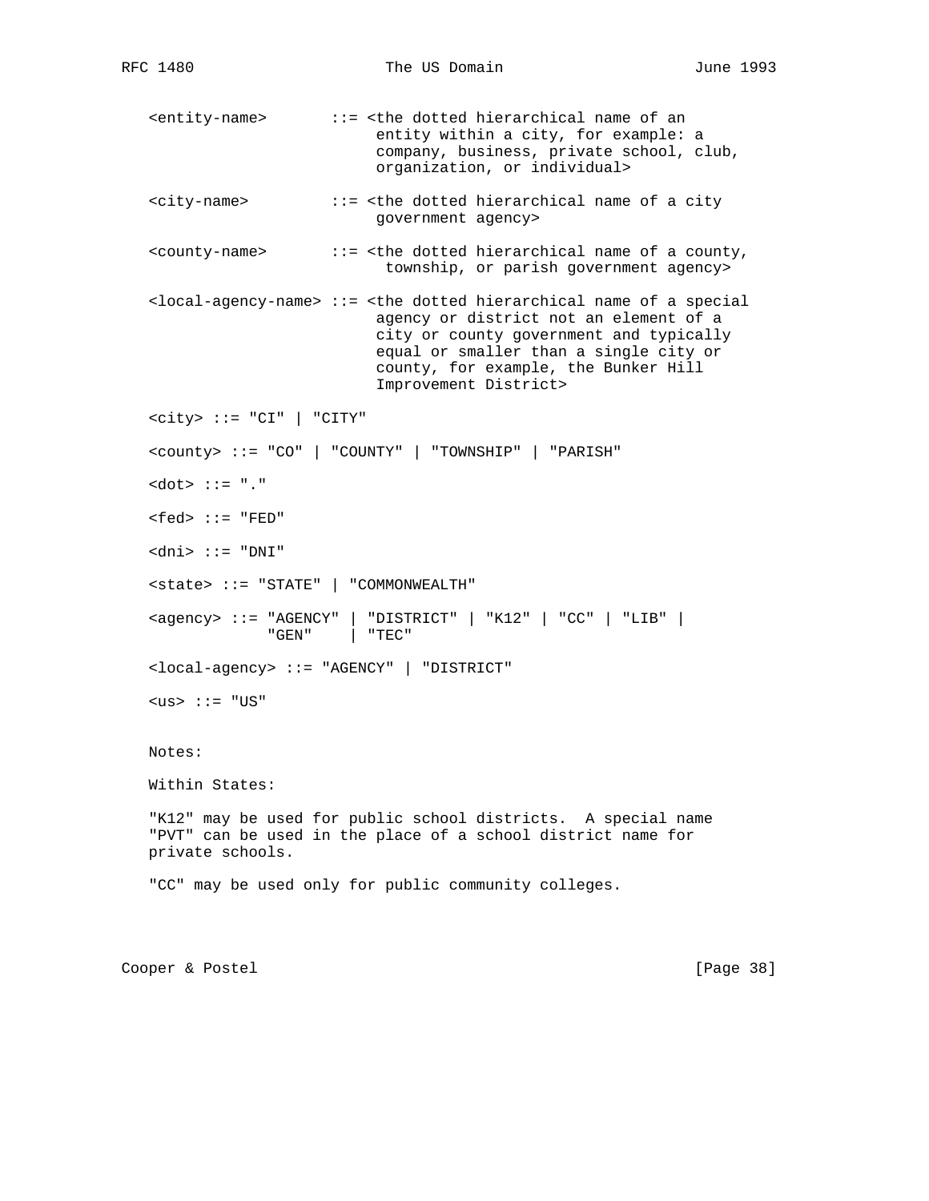```
<entity-name>       ::= <the dotted hierarchical name of an
                         entity within a city, for example: a
                         company, business, private school, club,
                         organization, or individual>

<city-name>         ::= <the dotted hierarchical name of a city
                         government agency>

<county-name>       ::= <the dotted hierarchical name of a county,
                          township, or parish government agency>

<local-agency-name> ::= <the dotted hierarchical name of a special
                         agency or district not an element of a
                         city or county government and typically
                         equal or smaller than a single city or
                         county, for example, the Bunker Hill
                         Improvement District>

<city> ::= "CI" | "CITY"

<county> ::= "CO" | "COUNTY" | "TOWNSHIP" | "PARISH"

<dot> ::= "."

<fed> ::= "FED"

<dni> ::= "DNI"

<state> ::= "STATE" | "COMMONWEALTH"

<agency> ::= "AGENCY" | "DISTRICT" | "K12" | "CC" | "LIB" |
             "GEN"    | "TEC"

<local-agency> ::= "AGENCY" | "DISTRICT"

<us> ::= "US"
```

Notes:

Within States:

"K12" may be used for public school districts. A special name "PVT" can be used in the place of a school district name for private schools.

"CC" may be used only for public community colleges.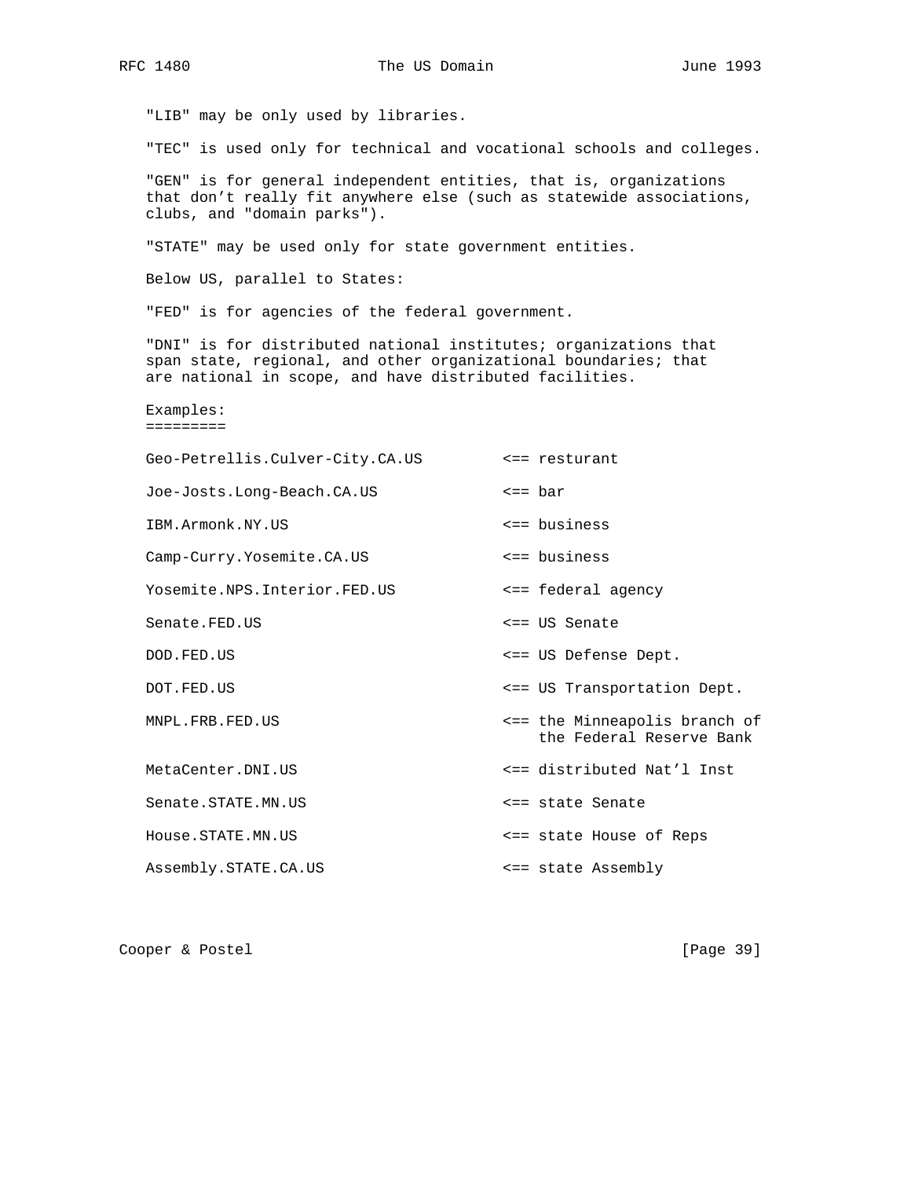"LIB" may be only used by libraries.

"TEC" is used only for technical and vocational schools and colleges.

"GEN" is for general independent entities, that is, organizations that don’t really fit anywhere else (such as statewide associations, clubs, and "domain parks").

"STATE" may be used only for state government entities.

Below US, parallel to States:

"FED" is for agencies of the federal government.

"DNI" is for distributed national institutes; organizations that span state, regional, and other organizational boundaries; that are national in scope, and have distributed facilities.

Examples:
=========

```
Geo-Petrellis.Culver-City.CA.US         <== resturant

Joe-Josts.Long-Beach.CA.US              <== bar

IBM.Armonk.NY.US                        <== business

Camp-Curry.Yosemite.CA.US               <== business

Yosemite.NPS.Interior.FED.US            <== federal agency

Senate.FED.US                           <== US Senate

DOD.FED.US                              <== US Defense Dept.

DOT.FED.US                              <== US Transportation Dept.

MNPL.FRB.FED.US                         <== the Minneapolis branch of
                                            the Federal Reserve Bank

MetaCenter.DNI.US                       <== distributed Nat’l Inst

Senate.STATE.MN.US                      <== state Senate

House.STATE.MN.US                       <== state House of Reps

Assembly.STATE.CA.US                    <== state Assembly
```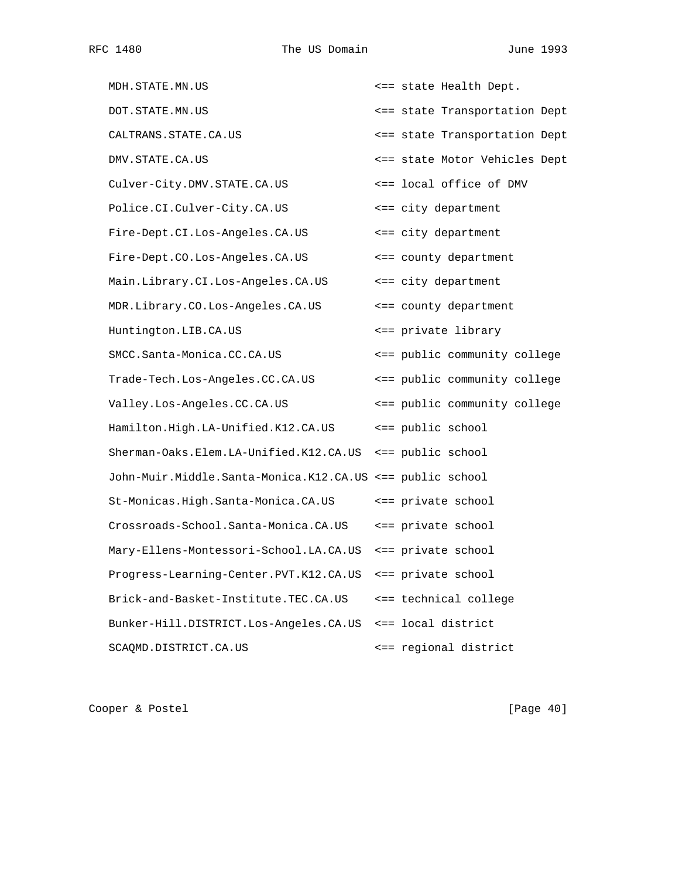```
   MDH.STATE.MN.US                         <== state Health Dept.
   DOT.STATE.MN.US                         <== state Transportation Dept
   CALTRANS.STATE.CA.US                    <== state Transportation Dept
   DMV.STATE.CA.US                         <== state Motor Vehicles Dept
   Culver-City.DMV.STATE.CA.US             <== local office of DMV
   Police.CI.Culver-City.CA.US             <== city department
   Fire-Dept.CI.Los-Angeles.CA.US          <== city department
   Fire-Dept.CO.Los-Angeles.CA.US          <== county department
   Main.Library.CI.Los-Angeles.CA.US       <== city department
   MDR.Library.CO.Los-Angeles.CA.US        <== county department
   Huntington.LIB.CA.US                    <== private library
   SMCC.Santa-Monica.CC.CA.US              <== public community college
   Trade-Tech.Los-Angeles.CC.CA.US         <== public community college
   Valley.Los-Angeles.CC.CA.US             <== public community college
   Hamilton.High.LA-Unified.K12.CA.US      <== public school
   Sherman-Oaks.Elem.LA-Unified.K12.CA.US  <== public school
   John-Muir.Middle.Santa-Monica.K12.CA.US <== public school
   St-Monicas.High.Santa-Monica.CA.US      <== private school
   Crossroads-School.Santa-Monica.CA.US    <== private school
   Mary-Ellens-Montessori-School.LA.CA.US  <== private school
   Progress-Learning-Center.PVT.K12.CA.US  <== private school
   Brick-and-Basket-Institute.TEC.CA.US    <== technical college
   Bunker-Hill.DISTRICT.Los-Angeles.CA.US  <== local district
   SCAQMD.DISTRICT.CA.US                   <== regional district
```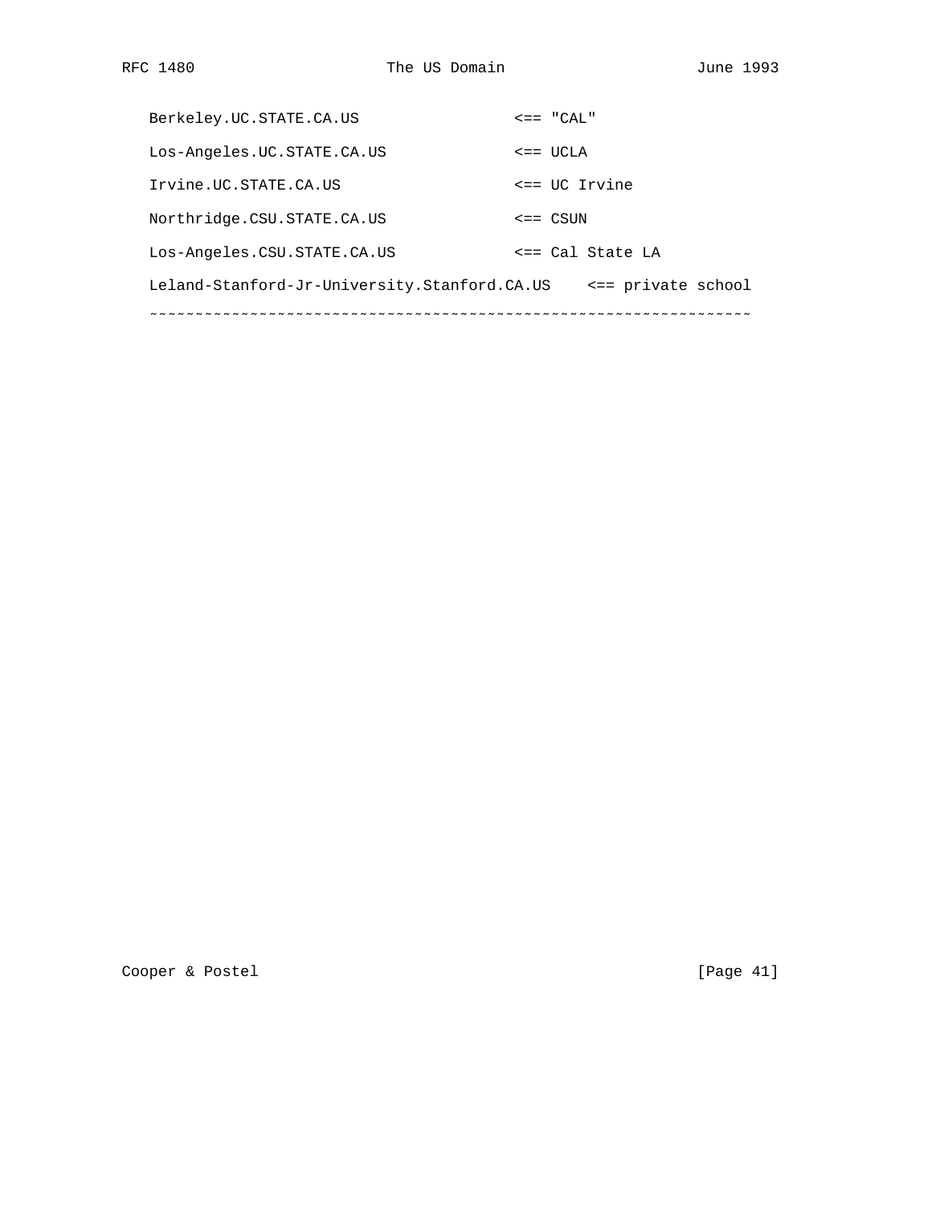```
   Berkeley.UC.STATE.CA.US                <== "CAL"

   Los-Angeles.UC.STATE.CA.US             <== UCLA

   Irvine.UC.STATE.CA.US                  <== UC Irvine

   Northridge.CSU.STATE.CA.US             <== CSUN

   Los-Angeles.CSU.STATE.CA.US            <== Cal State LA

   Leland-Stanford-Jr-University.Stanford.CA.US    <== private school
   ~~~~~~~~~~~~~~~~~~~~~~~~~~~~~~~~~~~~~~~~~~~~~~~~~~~~~~~~~~~~~~~~~~
```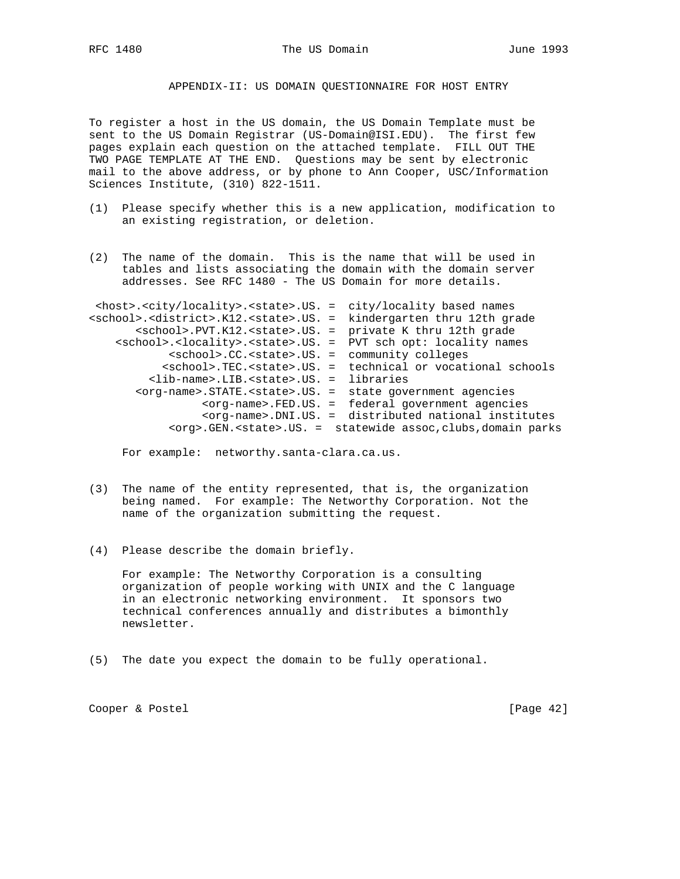## APPENDIX-II: US DOMAIN QUESTIONNAIRE FOR HOST ENTRY

To register a host in the US domain, the US Domain Template must be sent to the US Domain Registrar (US-Domain@ISI.EDU). The first few pages explain each question on the attached template. FILL OUT THE TWO PAGE TEMPLATE AT THE END. Questions may be sent by electronic mail to the above address, or by phone to Ann Cooper, USC/Information Sciences Institute, (310) 822-1511.

(1) Please specify whether this is a new application, modification to an existing registration, or deletion.

(2) The name of the domain. This is the name that will be used in tables and lists associating the domain with the domain server addresses. See RFC 1480 - The US Domain for more details.

```
 <host>.<city/locality>.<state>.US. =  city/locality based names
<school>.<district>.K12.<state>.US. =  kindergarten thru 12th grade
       <school>.PVT.K12.<state>.US. =  private K thru 12th grade
    <school>.<locality>.<state>.US. =  PVT sch opt: locality names
            <school>.CC.<state>.US. =  community colleges
           <school>.TEC.<state>.US. =  technical or vocational schools
          <lib-name>.LIB.<state>.US. =  libraries
       <org-name>.STATE.<state>.US. =  state government agencies
                 <org-name>.FED.US. =  federal government agencies
                 <org-name>.DNI.US. =  distributed national institutes
            <org>.GEN.<state>.US. =  statewide assoc,clubs,domain parks
```

For example: networthy.santa-clara.ca.us.

(3) The name of the entity represented, that is, the organization being named. For example: The Networthy Corporation. Not the name of the organization submitting the request.

(4) Please describe the domain briefly.

For example: The Networthy Corporation is a consulting organization of people working with UNIX and the C language in an electronic networking environment. It sponsors two technical conferences annually and distributes a bimonthly newsletter.

(5) The date you expect the domain to be fully operational.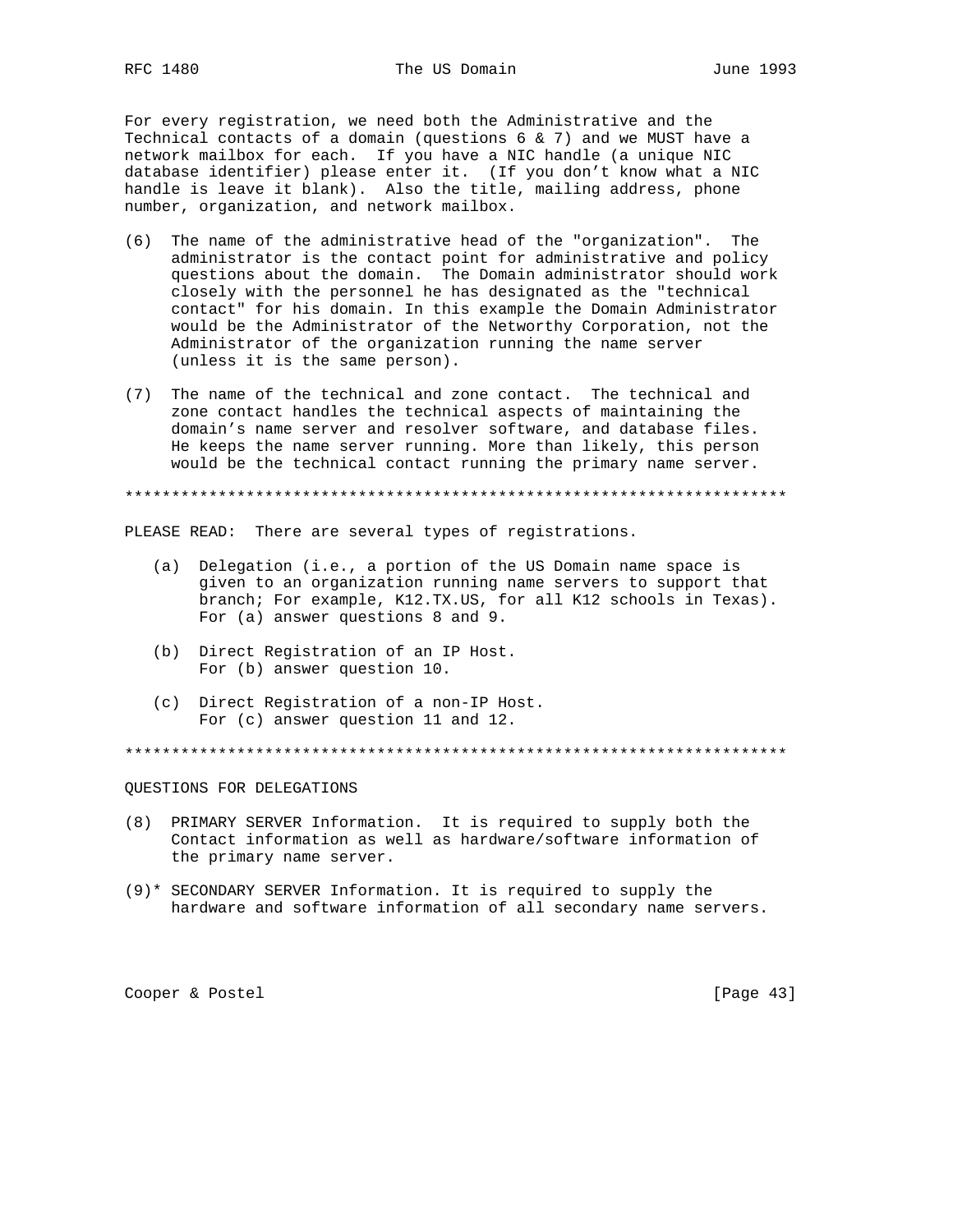For every registration, we need both the Administrative and the Technical contacts of a domain (questions 6 & 7) and we MUST have a network mailbox for each. If you have a NIC handle (a unique NIC database identifier) please enter it. (If you don't know what a NIC handle is leave it blank). Also the title, mailing address, phone number, organization, and network mailbox.

(6) The name of the administrative head of the "organization". The administrator is the contact point for administrative and policy questions about the domain. The Domain administrator should work closely with the personnel he has designated as the "technical contact" for his domain. In this example the Domain Administrator would be the Administrator of the Networthy Corporation, not the Administrator of the organization running the name server (unless it is the same person).

(7) The name of the technical and zone contact. The technical and zone contact handles the technical aspects of maintaining the domain's name server and resolver software, and database files. He keeps the name server running. More than likely, this person would be the technical contact running the primary name server.

***********************************************************************

PLEASE READ: There are several types of registrations.

(a) Delegation (i.e., a portion of the US Domain name space is given to an organization running name servers to support that branch; For example, K12.TX.US, for all K12 schools in Texas). For (a) answer questions 8 and 9.

(b) Direct Registration of an IP Host. For (b) answer question 10.

(c) Direct Registration of a non-IP Host. For (c) answer question 11 and 12.

***********************************************************************

QUESTIONS FOR DELEGATIONS

(8) PRIMARY SERVER Information. It is required to supply both the Contact information as well as hardware/software information of the primary name server.

(9)* SECONDARY SERVER Information. It is required to supply the hardware and software information of all secondary name servers.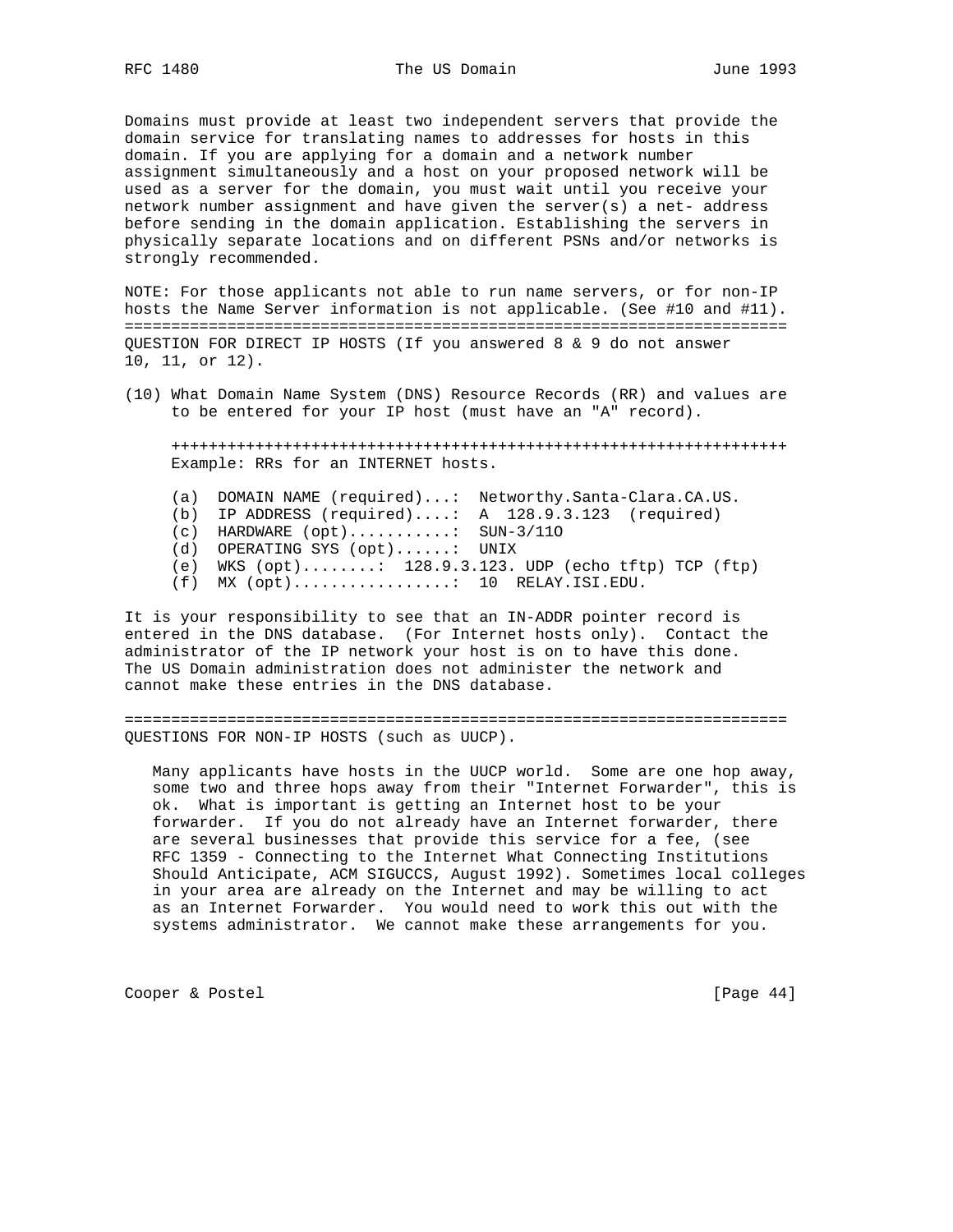Domains must provide at least two independent servers that provide the domain service for translating names to addresses for hosts in this domain. If you are applying for a domain and a network number assignment simultaneously and a host on your proposed network will be used as a server for the domain, you must wait until you receive your network number assignment and have given the server(s) a net- address before sending in the domain application. Establishing the servers in physically separate locations and on different PSNs and/or networks is strongly recommended.

NOTE: For those applicants not able to run name servers, or for non-IP hosts the Name Server information is not applicable. (See #10 and #11).

======================================================================

QUESTION FOR DIRECT IP HOSTS (If you answered 8 & 9 do not answer 10, 11, or 12).

(10) What Domain Name System (DNS) Resource Records (RR) and values are to be entered for your IP host (must have an "A" record).

```
+++++++++++++++++++++++++++++++++++++++++++++++++++++++++++++++++
Example: RRs for an INTERNET hosts.

(a)  DOMAIN NAME (required)...:  Networthy.Santa-Clara.CA.US.
(b)  IP ADDRESS (required)....:  A  128.9.3.123  (required)
(c)  HARDWARE (opt)...........:  SUN-3/11O
(d)  OPERATING SYS (opt)......:  UNIX
(e)  WKS (opt)........:  128.9.3.123. UDP (echo tftp) TCP (ftp)
(f)  MX (opt).................:  10  RELAY.ISI.EDU.
```

It is your responsibility to see that an IN-ADDR pointer record is entered in the DNS database. (For Internet hosts only). Contact the administrator of the IP network your host is on to have this done. The US Domain administration does not administer the network and cannot make these entries in the DNS database.

======================================================================

QUESTIONS FOR NON-IP HOSTS (such as UUCP).

Many applicants have hosts in the UUCP world. Some are one hop away, some two and three hops away from their "Internet Forwarder", this is ok. What is important is getting an Internet host to be your forwarder. If you do not already have an Internet forwarder, there are several businesses that provide this service for a fee, (see RFC 1359 - Connecting to the Internet What Connecting Institutions Should Anticipate, ACM SIGUCCS, August 1992). Sometimes local colleges in your area are already on the Internet and may be willing to act as an Internet Forwarder. You would need to work this out with the systems administrator. We cannot make these arrangements for you.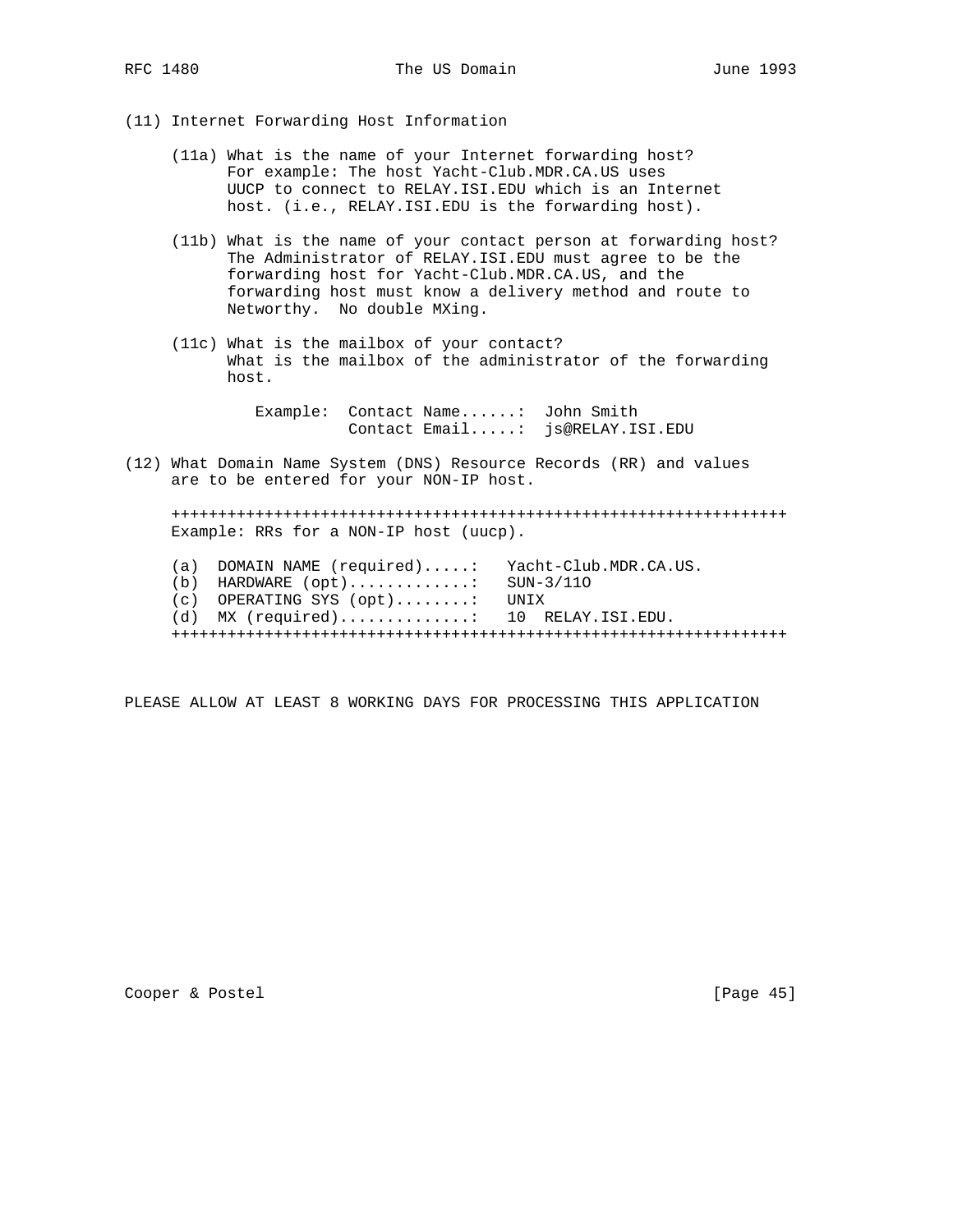(11) Internet Forwarding Host Information

(11a) What is the name of your Internet forwarding host?
For example: The host Yacht-Club.MDR.CA.US uses UUCP to connect to RELAY.ISI.EDU which is an Internet host. (i.e., RELAY.ISI.EDU is the forwarding host).

(11b) What is the name of your contact person at forwarding host?
The Administrator of RELAY.ISI.EDU must agree to be the forwarding host for Yacht-Club.MDR.CA.US, and the forwarding host must know a delivery method and route to Networthy. No double MXing.

(11c) What is the mailbox of your contact?
What is the mailbox of the administrator of the forwarding host.

```
   Example:  Contact Name......:  John Smith
             Contact Email.....:  js@RELAY.ISI.EDU
```

(12) What Domain Name System (DNS) Resource Records (RR) and values are to be entered for your NON-IP host.

```
+++++++++++++++++++++++++++++++++++++++++++++++++++++++++++++++++
Example: RRs for a NON-IP host (uucp).

(a)  DOMAIN NAME (required).....:   Yacht-Club.MDR.CA.US.
(b)  HARDWARE (opt).............:   SUN-3/11O
(c)  OPERATING SYS (opt)........:   UNIX
(d)  MX (required)..............:   10  RELAY.ISI.EDU.
+++++++++++++++++++++++++++++++++++++++++++++++++++++++++++++++++
```

PLEASE ALLOW AT LEAST 8 WORKING DAYS FOR PROCESSING THIS APPLICATION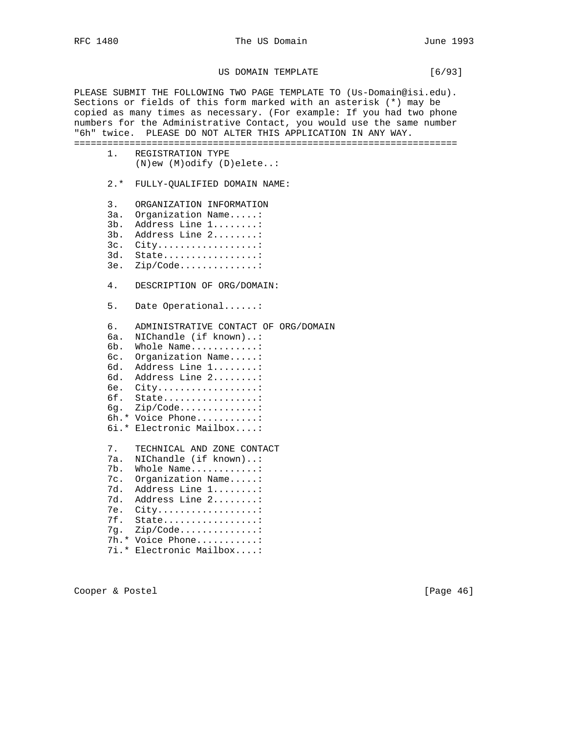US DOMAIN TEMPLATE [6/93]

PLEASE SUBMIT THE FOLLOWING TWO PAGE TEMPLATE TO (Us-Domain@isi.edu). Sections or fields of this form marked with an asterisk (*) may be copied as many times as necessary. (For example: If you had two phone numbers for the Administrative Contact, you would use the same number "6h" twice. PLEASE DO NOT ALTER THIS APPLICATION IN ANY WAY.

```
=====================================================================
      1.   REGISTRATION TYPE
           (N)ew (M)odify (D)elete..:

      2.*  FULLY-QUALIFIED DOMAIN NAME:

      3.   ORGANIZATION INFORMATION
      3a.  Organization Name.....:
      3b.  Address Line 1........:
      3b.  Address Line 2........:
      3c.  City..................:
      3d.  State.................:
      3e.  Zip/Code..............:

      4.   DESCRIPTION OF ORG/DOMAIN:

      5.   Date Operational......:

      6.   ADMINISTRATIVE CONTACT OF ORG/DOMAIN
      6a.  NIChandle (if known)..:
      6b.  Whole Name............:
      6c.  Organization Name.....:
      6d.  Address Line 1........:
      6d.  Address Line 2........:
      6e.  City..................:
      6f.  State.................:
      6g.  Zip/Code..............:
      6h.* Voice Phone...........:
      6i.* Electronic Mailbox....:

      7.   TECHNICAL AND ZONE CONTACT
      7a.  NIChandle (if known)..:
      7b.  Whole Name............:
      7c.  Organization Name.....:
      7d.  Address Line 1........:
      7d.  Address Line 2........:
      7e.  City..................:
      7f.  State.................:
      7g.  Zip/Code..............:
      7h.* Voice Phone...........:
      7i.* Electronic Mailbox....:
```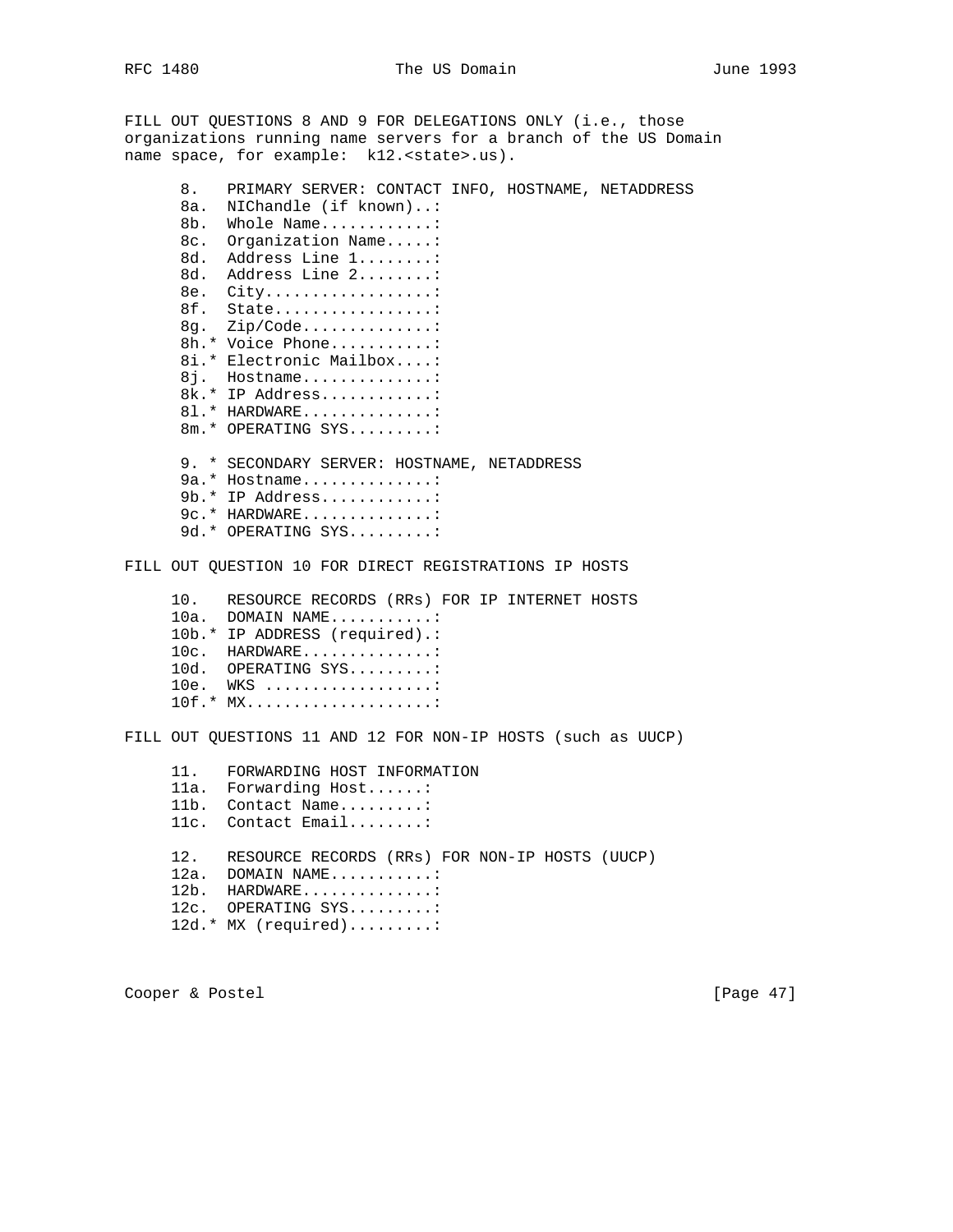FILL OUT QUESTIONS 8 AND 9 FOR DELEGATIONS ONLY (i.e., those organizations running name servers for a branch of the US Domain name space, for example: k12.<state>.us).

```
 8.   PRIMARY SERVER: CONTACT INFO, HOSTNAME, NETADDRESS
 8a.  NIChandle (if known)..:
 8b.  Whole Name............:
 8c.  Organization Name.....:
 8d.  Address Line 1........:
 8d.  Address Line 2........:
 8e.  City..................:
 8f.  State.................:
 8g.  Zip/Code..............:
 8h.* Voice Phone...........:
 8i.* Electronic Mailbox....:
 8j.  Hostname..............:
 8k.* IP Address............:
 8l.* HARDWARE..............:
 8m.* OPERATING SYS.........:

 9. * SECONDARY SERVER: HOSTNAME, NETADDRESS
 9a.* Hostname..............:
 9b.* IP Address............:
 9c.* HARDWARE..............:
 9d.* OPERATING SYS.........:
```

FILL OUT QUESTION 10 FOR DIRECT REGISTRATIONS IP HOSTS

```
10.   RESOURCE RECORDS (RRs) FOR IP INTERNET HOSTS
10a.  DOMAIN NAME...........:
10b.* IP ADDRESS (required).:
10c.  HARDWARE..............:
10d.  OPERATING SYS.........:
10e.  WKS ..................:
10f.* MX....................:
```

FILL OUT QUESTIONS 11 AND 12 FOR NON-IP HOSTS (such as UUCP)

```
11.   FORWARDING HOST INFORMATION
11a.  Forwarding Host......:
11b.  Contact Name.........:
11c.  Contact Email........:

12.   RESOURCE RECORDS (RRs) FOR NON-IP HOSTS (UUCP)
12a.  DOMAIN NAME...........:
12b.  HARDWARE..............:
12c.  OPERATING SYS.........:
12d.* MX (required).........:
```